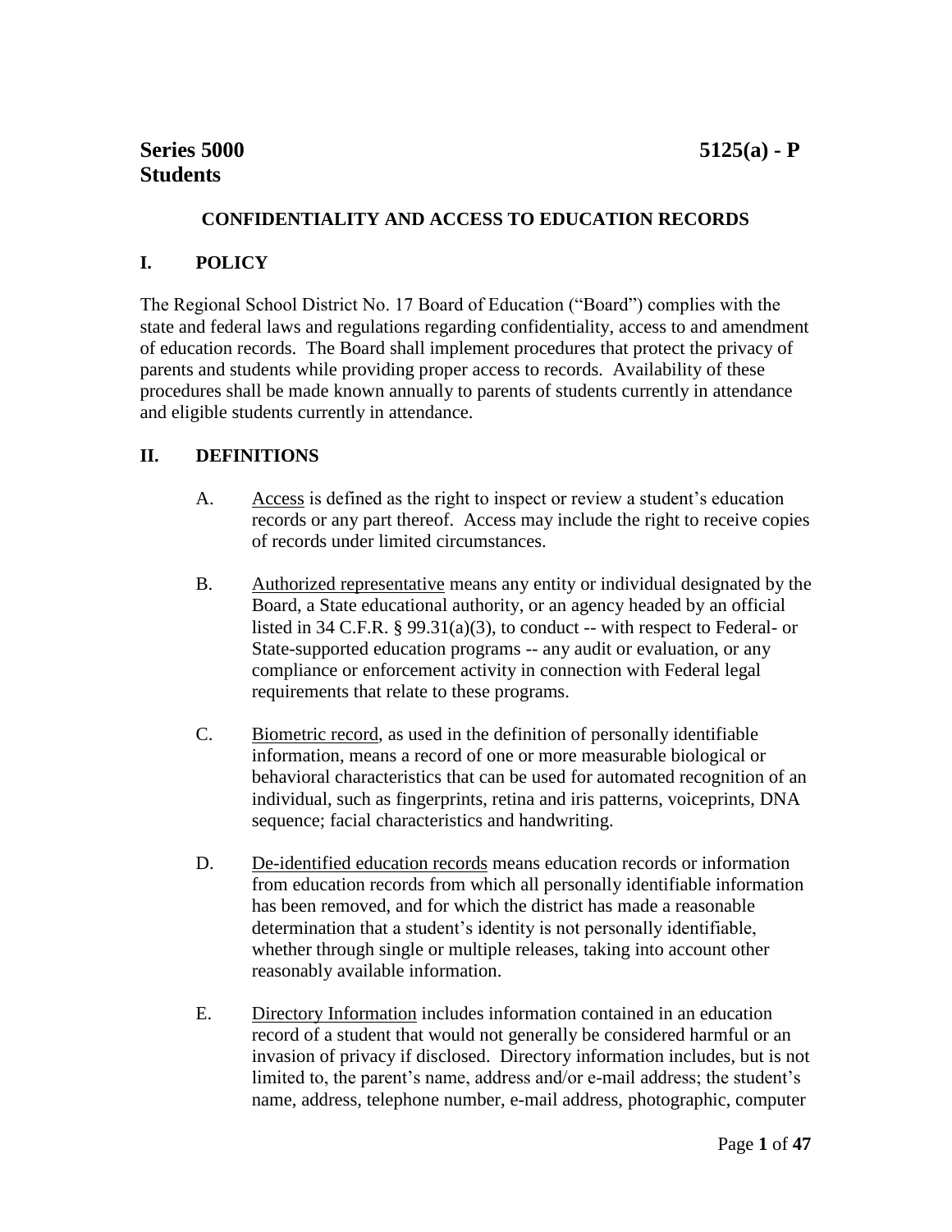**Series 5000** **5125(a) - P**
**Students**

## CONFIDENTIALITY AND ACCESS TO EDUCATION RECORDS

### I. POLICY

The Regional School District No. 17 Board of Education ("Board") complies with the state and federal laws and regulations regarding confidentiality, access to and amendment of education records. The Board shall implement procedures that protect the privacy of parents and students while providing proper access to records. Availability of these procedures shall be made known annually to parents of students currently in attendance and eligible students currently in attendance.

### II. DEFINITIONS

A. Access is defined as the right to inspect or review a student's education records or any part thereof. Access may include the right to receive copies of records under limited circumstances.

B. Authorized representative means any entity or individual designated by the Board, a State educational authority, or an agency headed by an official listed in 34 C.F.R. § 99.31(a)(3), to conduct -- with respect to Federal- or State-supported education programs -- any audit or evaluation, or any compliance or enforcement activity in connection with Federal legal requirements that relate to these programs.

C. Biometric record, as used in the definition of personally identifiable information, means a record of one or more measurable biological or behavioral characteristics that can be used for automated recognition of an individual, such as fingerprints, retina and iris patterns, voiceprints, DNA sequence; facial characteristics and handwriting.

D. De-identified education records means education records or information from education records from which all personally identifiable information has been removed, and for which the district has made a reasonable determination that a student's identity is not personally identifiable, whether through single or multiple releases, taking into account other reasonably available information.

E. Directory Information includes information contained in an education record of a student that would not generally be considered harmful or an invasion of privacy if disclosed. Directory information includes, but is not limited to, the parent's name, address and/or e-mail address; the student's name, address, telephone number, e-mail address, photographic, computer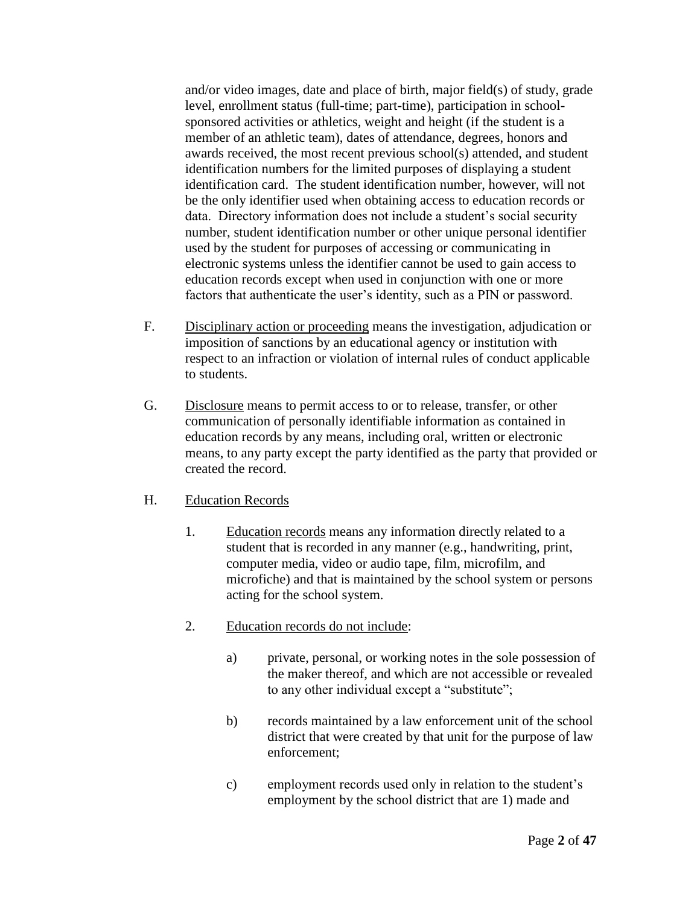and/or video images, date and place of birth, major field(s) of study, grade level, enrollment status (full-time; part-time), participation in school-sponsored activities or athletics, weight and height (if the student is a member of an athletic team), dates of attendance, degrees, honors and awards received, the most recent previous school(s) attended, and student identification numbers for the limited purposes of displaying a student identification card. The student identification number, however, will not be the only identifier used when obtaining access to education records or data. Directory information does not include a student's social security number, student identification number or other unique personal identifier used by the student for purposes of accessing or communicating in electronic systems unless the identifier cannot be used to gain access to education records except when used in conjunction with one or more factors that authenticate the user's identity, such as a PIN or password.

F. <u>Disciplinary action or proceeding</u> means the investigation, adjudication or imposition of sanctions by an educational agency or institution with respect to an infraction or violation of internal rules of conduct applicable to students.

G. <u>Disclosure</u> means to permit access to or to release, transfer, or other communication of personally identifiable information as contained in education records by any means, including oral, written or electronic means, to any party except the party identified as the party that provided or created the record.

H. <u>Education Records</u>

1. <u>Education records</u> means any information directly related to a student that is recorded in any manner (e.g., handwriting, print, computer media, video or audio tape, film, microfilm, and microfiche) and that is maintained by the school system or persons acting for the school system.

2. <u>Education records do not include</u>:

   a) private, personal, or working notes in the sole possession of the maker thereof, and which are not accessible or revealed to any other individual except a "substitute";

   b) records maintained by a law enforcement unit of the school district that were created by that unit for the purpose of law enforcement;

   c) employment records used only in relation to the student's employment by the school district that are 1) made and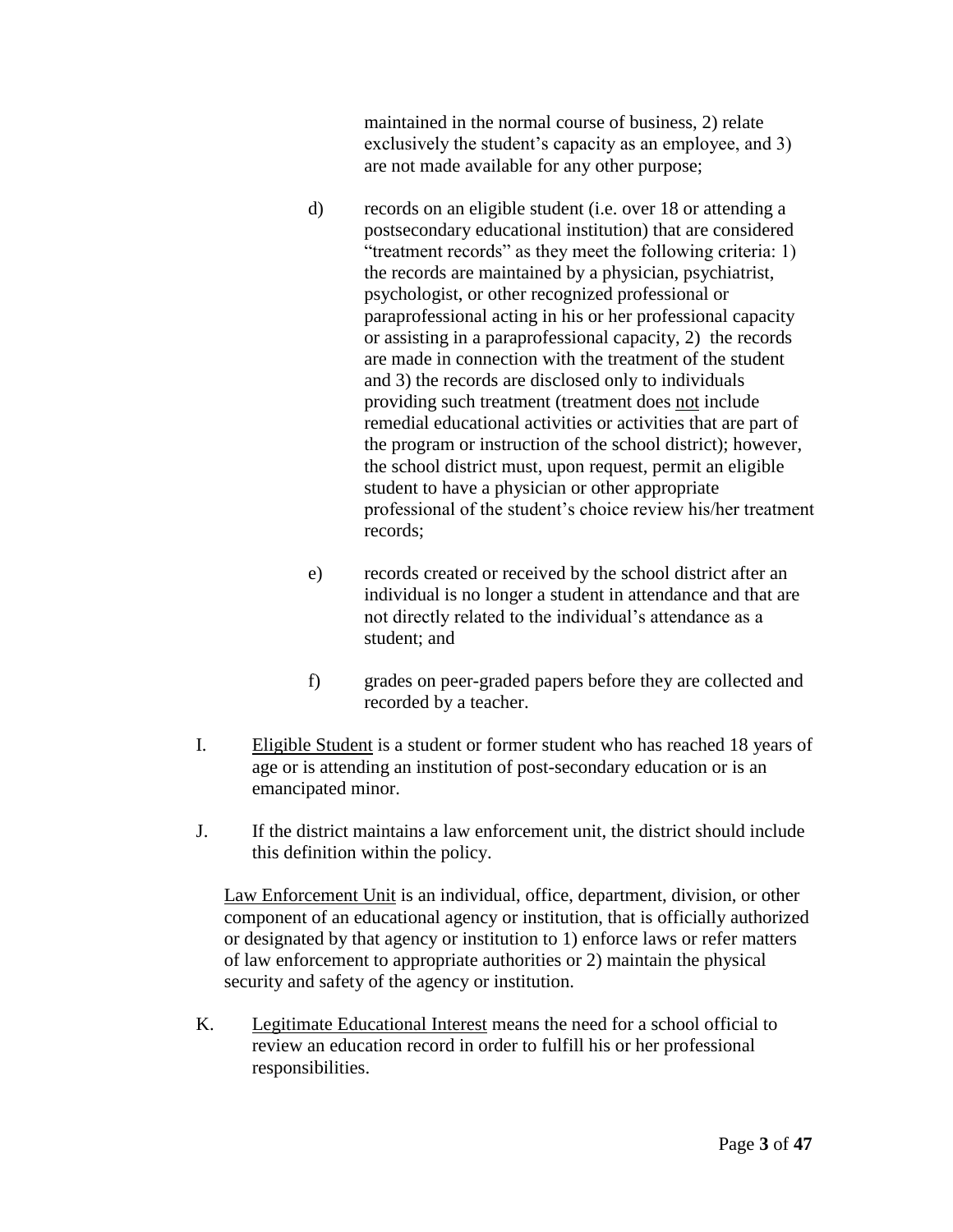maintained in the normal course of business, 2) relate exclusively the student's capacity as an employee, and 3) are not made available for any other purpose;

d) records on an eligible student (i.e. over 18 or attending a postsecondary educational institution) that are considered "treatment records" as they meet the following criteria: 1) the records are maintained by a physician, psychiatrist, psychologist, or other recognized professional or paraprofessional acting in his or her professional capacity or assisting in a paraprofessional capacity, 2) the records are made in connection with the treatment of the student and 3) the records are disclosed only to individuals providing such treatment (treatment does <u>not</u> include remedial educational activities or activities that are part of the program or instruction of the school district); however, the school district must, upon request, permit an eligible student to have a physician or other appropriate professional of the student's choice review his/her treatment records;

e) records created or received by the school district after an individual is no longer a student in attendance and that are not directly related to the individual's attendance as a student; and

f) grades on peer-graded papers before they are collected and recorded by a teacher.

I. <u>Eligible Student</u> is a student or former student who has reached 18 years of age or is attending an institution of post-secondary education or is an emancipated minor.

J. If the district maintains a law enforcement unit, the district should include this definition within the policy.

<u>Law Enforcement Unit</u> is an individual, office, department, division, or other component of an educational agency or institution, that is officially authorized or designated by that agency or institution to 1) enforce laws or refer matters of law enforcement to appropriate authorities or 2) maintain the physical security and safety of the agency or institution.

K. <u>Legitimate Educational Interest</u> means the need for a school official to review an education record in order to fulfill his or her professional responsibilities.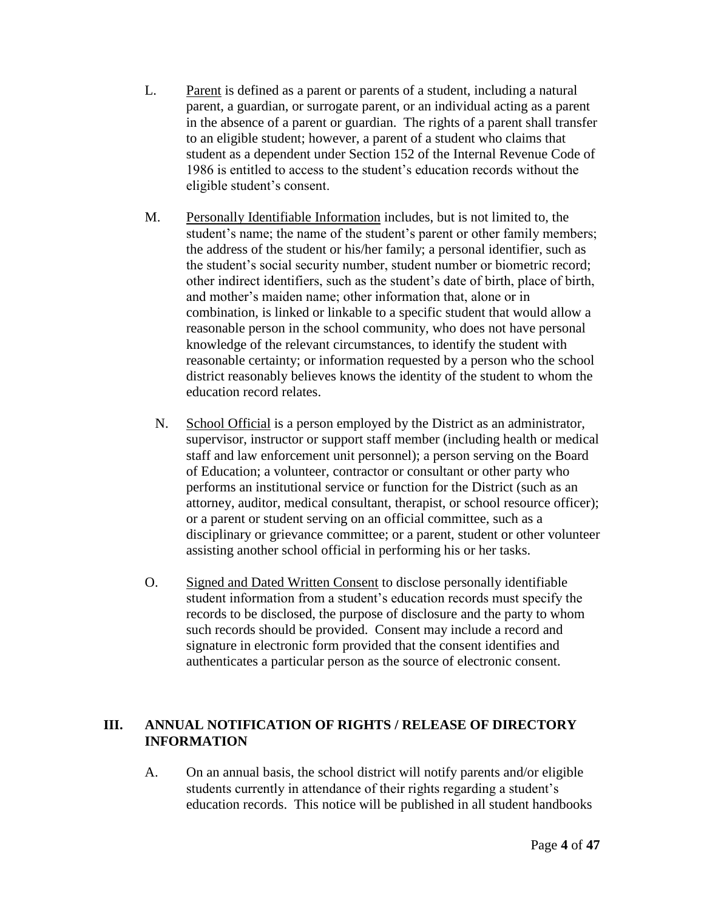L. Parent is defined as a parent or parents of a student, including a natural parent, a guardian, or surrogate parent, or an individual acting as a parent in the absence of a parent or guardian. The rights of a parent shall transfer to an eligible student; however, a parent of a student who claims that student as a dependent under Section 152 of the Internal Revenue Code of 1986 is entitled to access to the student's education records without the eligible student's consent.

M. Personally Identifiable Information includes, but is not limited to, the student's name; the name of the student's parent or other family members; the address of the student or his/her family; a personal identifier, such as the student's social security number, student number or biometric record; other indirect identifiers, such as the student's date of birth, place of birth, and mother's maiden name; other information that, alone or in combination, is linked or linkable to a specific student that would allow a reasonable person in the school community, who does not have personal knowledge of the relevant circumstances, to identify the student with reasonable certainty; or information requested by a person who the school district reasonably believes knows the identity of the student to whom the education record relates.

N. School Official is a person employed by the District as an administrator, supervisor, instructor or support staff member (including health or medical staff and law enforcement unit personnel); a person serving on the Board of Education; a volunteer, contractor or consultant or other party who performs an institutional service or function for the District (such as an attorney, auditor, medical consultant, therapist, or school resource officer); or a parent or student serving on an official committee, such as a disciplinary or grievance committee; or a parent, student or other volunteer assisting another school official in performing his or her tasks.

O. Signed and Dated Written Consent to disclose personally identifiable student information from a student's education records must specify the records to be disclosed, the purpose of disclosure and the party to whom such records should be provided. Consent may include a record and signature in electronic form provided that the consent identifies and authenticates a particular person as the source of electronic consent.

## III. ANNUAL NOTIFICATION OF RIGHTS / RELEASE OF DIRECTORY INFORMATION

A. On an annual basis, the school district will notify parents and/or eligible students currently in attendance of their rights regarding a student's education records. This notice will be published in all student handbooks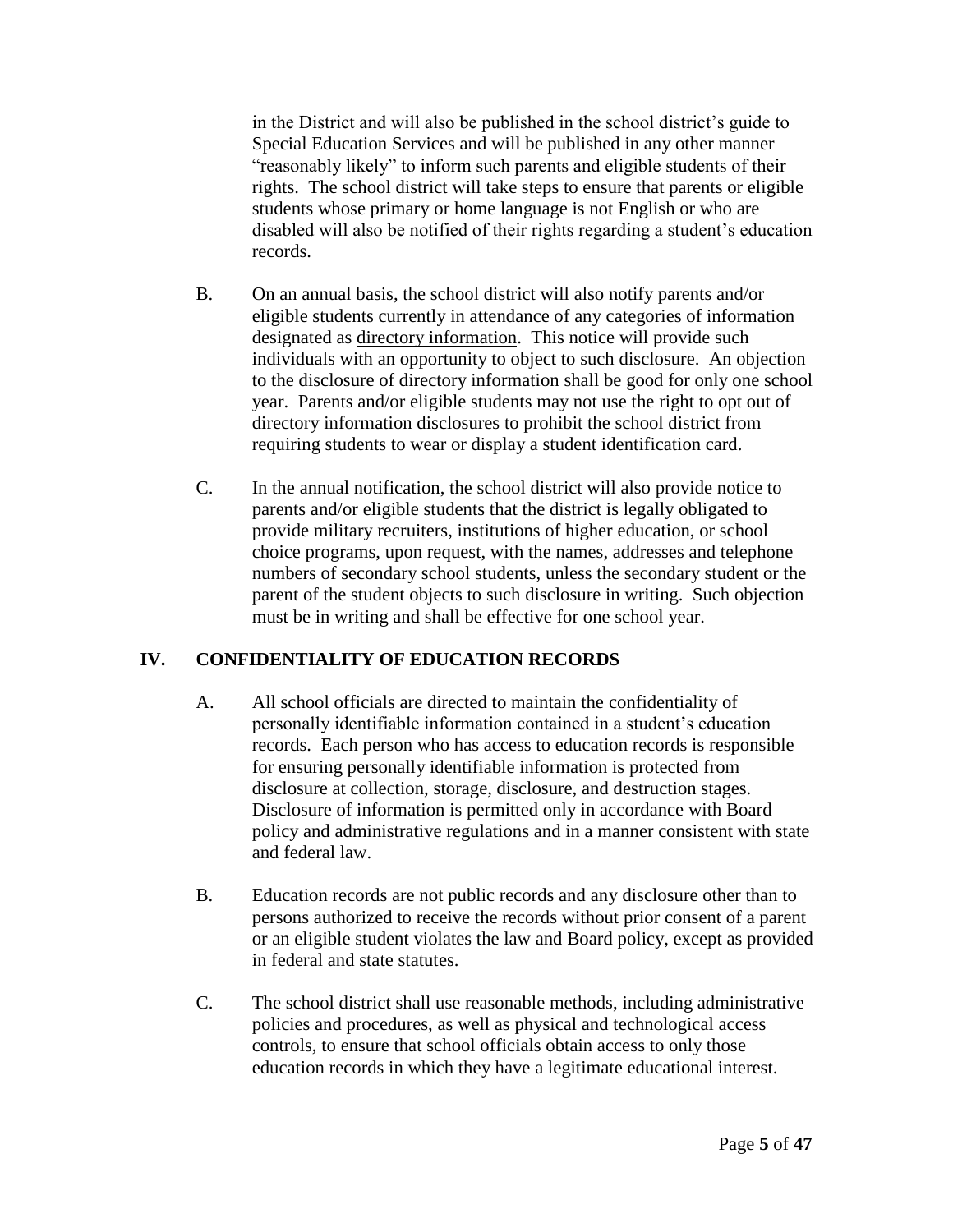in the District and will also be published in the school district's guide to Special Education Services and will be published in any other manner "reasonably likely" to inform such parents and eligible students of their rights. The school district will take steps to ensure that parents or eligible students whose primary or home language is not English or who are disabled will also be notified of their rights regarding a student's education records.

B. On an annual basis, the school district will also notify parents and/or eligible students currently in attendance of any categories of information designated as <u>directory information</u>. This notice will provide such individuals with an opportunity to object to such disclosure. An objection to the disclosure of directory information shall be good for only one school year. Parents and/or eligible students may not use the right to opt out of directory information disclosures to prohibit the school district from requiring students to wear or display a student identification card.

C. In the annual notification, the school district will also provide notice to parents and/or eligible students that the district is legally obligated to provide military recruiters, institutions of higher education, or school choice programs, upon request, with the names, addresses and telephone numbers of secondary school students, unless the secondary student or the parent of the student objects to such disclosure in writing. Such objection must be in writing and shall be effective for one school year.

## IV. CONFIDENTIALITY OF EDUCATION RECORDS

A. All school officials are directed to maintain the confidentiality of personally identifiable information contained in a student's education records. Each person who has access to education records is responsible for ensuring personally identifiable information is protected from disclosure at collection, storage, disclosure, and destruction stages. Disclosure of information is permitted only in accordance with Board policy and administrative regulations and in a manner consistent with state and federal law.

B. Education records are not public records and any disclosure other than to persons authorized to receive the records without prior consent of a parent or an eligible student violates the law and Board policy, except as provided in federal and state statutes.

C. The school district shall use reasonable methods, including administrative policies and procedures, as well as physical and technological access controls, to ensure that school officials obtain access to only those education records in which they have a legitimate educational interest.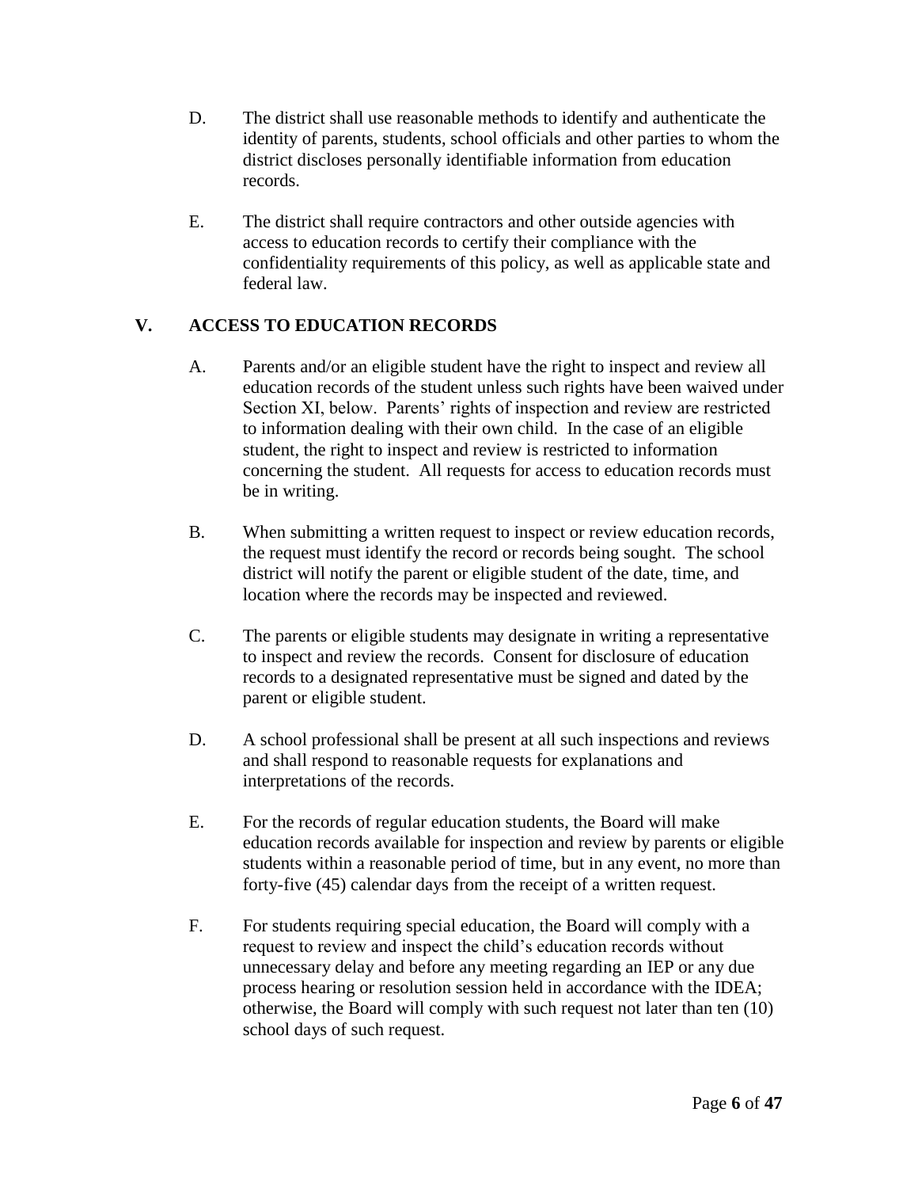D. The district shall use reasonable methods to identify and authenticate the identity of parents, students, school officials and other parties to whom the district discloses personally identifiable information from education records.

E. The district shall require contractors and other outside agencies with access to education records to certify their compliance with the confidentiality requirements of this policy, as well as applicable state and federal law.

## V. ACCESS TO EDUCATION RECORDS

A. Parents and/or an eligible student have the right to inspect and review all education records of the student unless such rights have been waived under Section XI, below. Parents' rights of inspection and review are restricted to information dealing with their own child. In the case of an eligible student, the right to inspect and review is restricted to information concerning the student. All requests for access to education records must be in writing.

B. When submitting a written request to inspect or review education records, the request must identify the record or records being sought. The school district will notify the parent or eligible student of the date, time, and location where the records may be inspected and reviewed.

C. The parents or eligible students may designate in writing a representative to inspect and review the records. Consent for disclosure of education records to a designated representative must be signed and dated by the parent or eligible student.

D. A school professional shall be present at all such inspections and reviews and shall respond to reasonable requests for explanations and interpretations of the records.

E. For the records of regular education students, the Board will make education records available for inspection and review by parents or eligible students within a reasonable period of time, but in any event, no more than forty-five (45) calendar days from the receipt of a written request.

F. For students requiring special education, the Board will comply with a request to review and inspect the child's education records without unnecessary delay and before any meeting regarding an IEP or any due process hearing or resolution session held in accordance with the IDEA; otherwise, the Board will comply with such request not later than ten (10) school days of such request.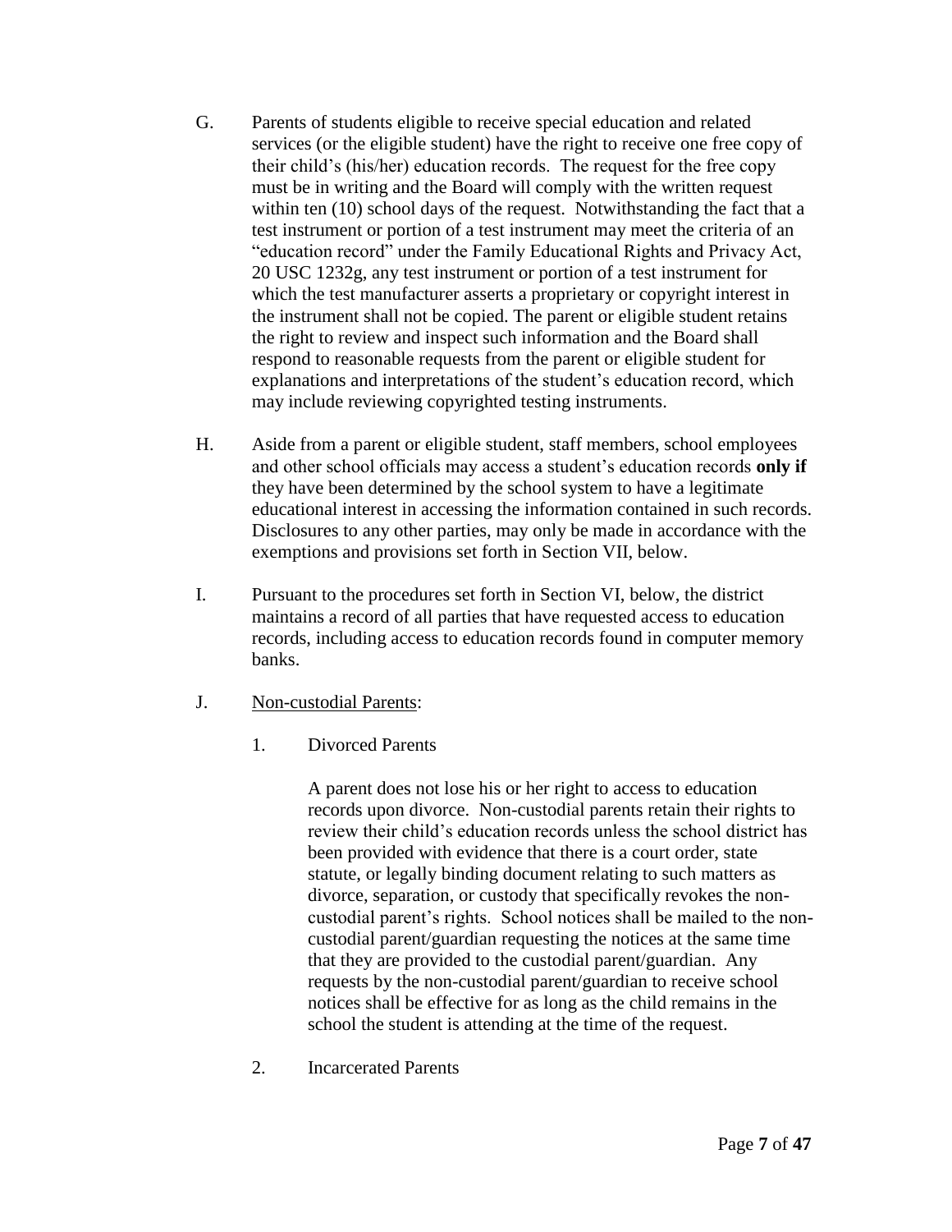G. Parents of students eligible to receive special education and related services (or the eligible student) have the right to receive one free copy of their child's (his/her) education records. The request for the free copy must be in writing and the Board will comply with the written request within ten (10) school days of the request. Notwithstanding the fact that a test instrument or portion of a test instrument may meet the criteria of an "education record" under the Family Educational Rights and Privacy Act, 20 USC 1232g, any test instrument or portion of a test instrument for which the test manufacturer asserts a proprietary or copyright interest in the instrument shall not be copied. The parent or eligible student retains the right to review and inspect such information and the Board shall respond to reasonable requests from the parent or eligible student for explanations and interpretations of the student's education record, which may include reviewing copyrighted testing instruments.

H. Aside from a parent or eligible student, staff members, school employees and other school officials may access a student's education records **only if** they have been determined by the school system to have a legitimate educational interest in accessing the information contained in such records. Disclosures to any other parties, may only be made in accordance with the exemptions and provisions set forth in Section VII, below.

I. Pursuant to the procedures set forth in Section VI, below, the district maintains a record of all parties that have requested access to education records, including access to education records found in computer memory banks.

J. Non-custodial Parents:

1. Divorced Parents

   A parent does not lose his or her right to access to education records upon divorce. Non-custodial parents retain their rights to review their child's education records unless the school district has been provided with evidence that there is a court order, state statute, or legally binding document relating to such matters as divorce, separation, or custody that specifically revokes the non-custodial parent's rights. School notices shall be mailed to the non-custodial parent/guardian requesting the notices at the same time that they are provided to the custodial parent/guardian. Any requests by the non-custodial parent/guardian to receive school notices shall be effective for as long as the child remains in the school the student is attending at the time of the request.

2. Incarcerated Parents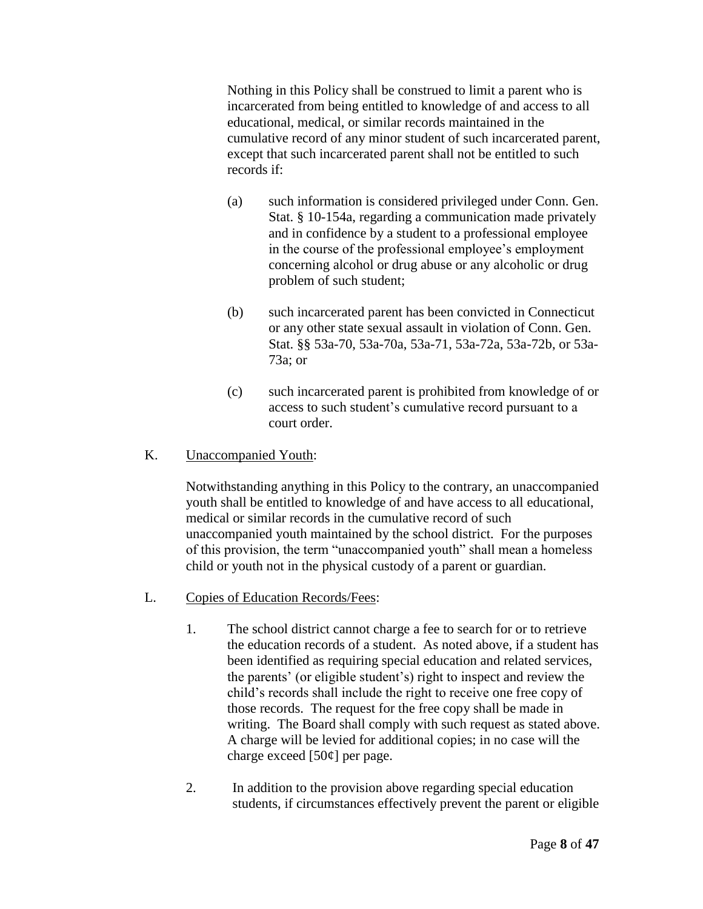Nothing in this Policy shall be construed to limit a parent who is incarcerated from being entitled to knowledge of and access to all educational, medical, or similar records maintained in the cumulative record of any minor student of such incarcerated parent, except that such incarcerated parent shall not be entitled to such records if:

(a) such information is considered privileged under Conn. Gen. Stat. § 10-154a, regarding a communication made privately and in confidence by a student to a professional employee in the course of the professional employee's employment concerning alcohol or drug abuse or any alcoholic or drug problem of such student;

(b) such incarcerated parent has been convicted in Connecticut or any other state sexual assault in violation of Conn. Gen. Stat. §§ 53a-70, 53a-70a, 53a-71, 53a-72a, 53a-72b, or 53a-73a; or

(c) such incarcerated parent is prohibited from knowledge of or access to such student's cumulative record pursuant to a court order.

K. Unaccompanied Youth:

Notwithstanding anything in this Policy to the contrary, an unaccompanied youth shall be entitled to knowledge of and have access to all educational, medical or similar records in the cumulative record of such unaccompanied youth maintained by the school district. For the purposes of this provision, the term "unaccompanied youth" shall mean a homeless child or youth not in the physical custody of a parent or guardian.

L. Copies of Education Records/Fees:

1. The school district cannot charge a fee to search for or to retrieve the education records of a student. As noted above, if a student has been identified as requiring special education and related services, the parents' (or eligible student's) right to inspect and review the child's records shall include the right to receive one free copy of those records. The request for the free copy shall be made in writing. The Board shall comply with such request as stated above. A charge will be levied for additional copies; in no case will the charge exceed [50¢] per page.

2. In addition to the provision above regarding special education students, if circumstances effectively prevent the parent or eligible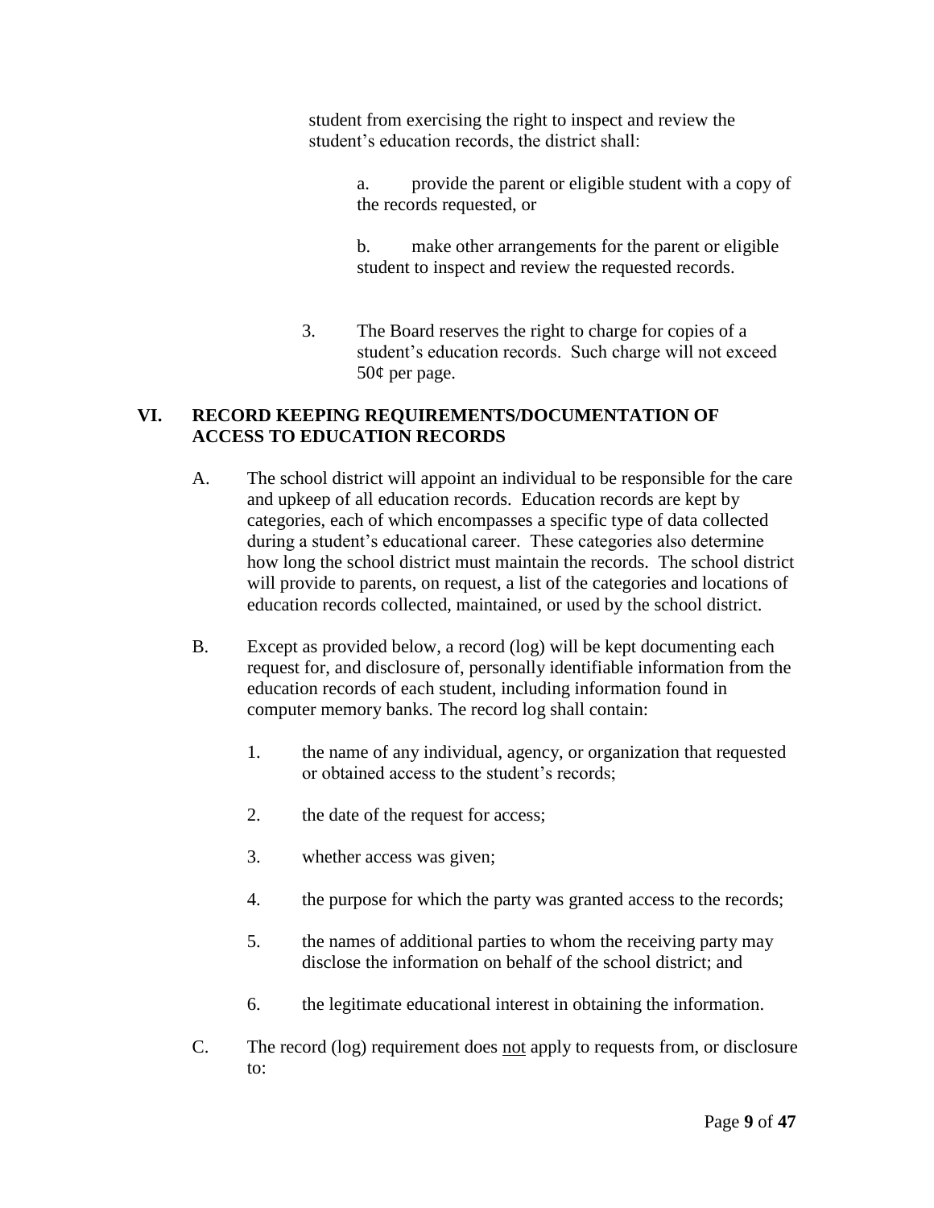student from exercising the right to inspect and review the student's education records, the district shall:

a. provide the parent or eligible student with a copy of the records requested, or

b. make other arrangements for the parent or eligible student to inspect and review the requested records.

3. The Board reserves the right to charge for copies of a student's education records. Such charge will not exceed 50¢ per page.

## VI. RECORD KEEPING REQUIREMENTS/DOCUMENTATION OF ACCESS TO EDUCATION RECORDS

A. The school district will appoint an individual to be responsible for the care and upkeep of all education records. Education records are kept by categories, each of which encompasses a specific type of data collected during a student's educational career. These categories also determine how long the school district must maintain the records. The school district will provide to parents, on request, a list of the categories and locations of education records collected, maintained, or used by the school district.

B. Except as provided below, a record (log) will be kept documenting each request for, and disclosure of, personally identifiable information from the education records of each student, including information found in computer memory banks. The record log shall contain:

1. the name of any individual, agency, or organization that requested or obtained access to the student's records;

2. the date of the request for access;

3. whether access was given;

4. the purpose for which the party was granted access to the records;

5. the names of additional parties to whom the receiving party may disclose the information on behalf of the school district; and

6. the legitimate educational interest in obtaining the information.

C. The record (log) requirement does <u>not</u> apply to requests from, or disclosure to: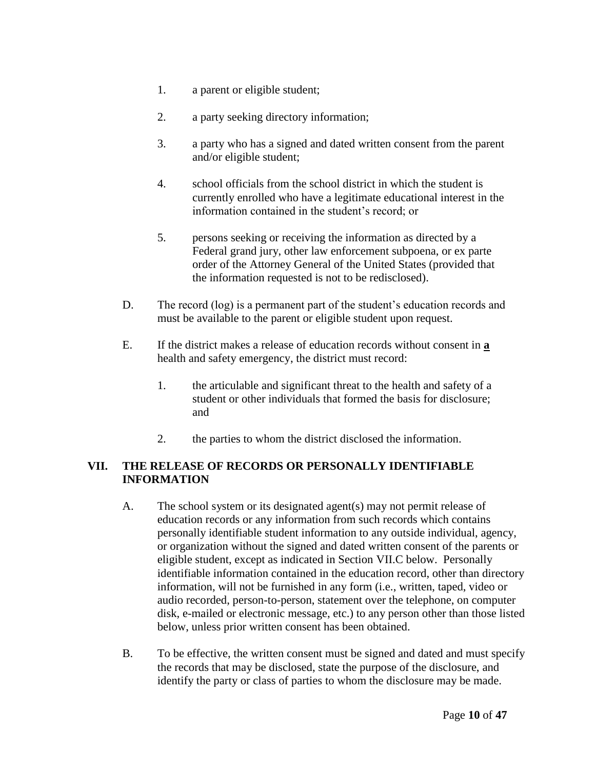1. a parent or eligible student;

2. a party seeking directory information;

3. a party who has a signed and dated written consent from the parent and/or eligible student;

4. school officials from the school district in which the student is currently enrolled who have a legitimate educational interest in the information contained in the student's record; or

5. persons seeking or receiving the information as directed by a Federal grand jury, other law enforcement subpoena, or ex parte order of the Attorney General of the United States (provided that the information requested is not to be redisclosed).

D. The record (log) is a permanent part of the student's education records and must be available to the parent or eligible student upon request.

E. If the district makes a release of education records without consent in **a** health and safety emergency, the district must record:

   1. the articulable and significant threat to the health and safety of a student or other individuals that formed the basis for disclosure; and

   2. the parties to whom the district disclosed the information.

## VII. THE RELEASE OF RECORDS OR PERSONALLY IDENTIFIABLE INFORMATION

A. The school system or its designated agent(s) may not permit release of education records or any information from such records which contains personally identifiable student information to any outside individual, agency, or organization without the signed and dated written consent of the parents or eligible student, except as indicated in Section VII.C below. Personally identifiable information contained in the education record, other than directory information, will not be furnished in any form (i.e., written, taped, video or audio recorded, person-to-person, statement over the telephone, on computer disk, e-mailed or electronic message, etc.) to any person other than those listed below, unless prior written consent has been obtained.

B. To be effective, the written consent must be signed and dated and must specify the records that may be disclosed, state the purpose of the disclosure, and identify the party or class of parties to whom the disclosure may be made.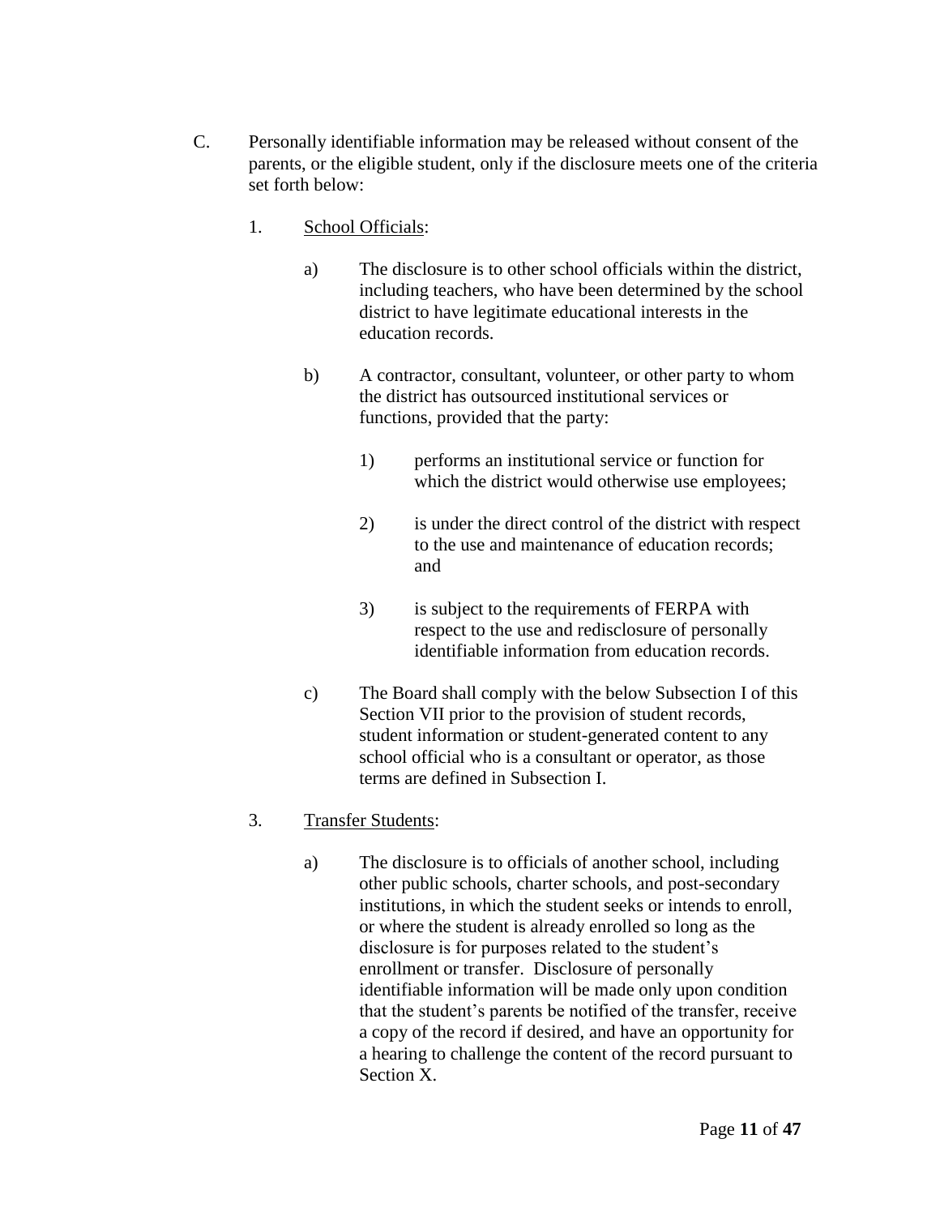C. Personally identifiable information may be released without consent of the parents, or the eligible student, only if the disclosure meets one of the criteria set forth below:

1. <u>School Officials</u>:

   a) The disclosure is to other school officials within the district, including teachers, who have been determined by the school district to have legitimate educational interests in the education records.

   b) A contractor, consultant, volunteer, or other party to whom the district has outsourced institutional services or functions, provided that the party:

      1) performs an institutional service or function for which the district would otherwise use employees;

      2) is under the direct control of the district with respect to the use and maintenance of education records; and

      3) is subject to the requirements of FERPA with respect to the use and redisclosure of personally identifiable information from education records.

   c) The Board shall comply with the below Subsection I of this Section VII prior to the provision of student records, student information or student-generated content to any school official who is a consultant or operator, as those terms are defined in Subsection I.

3. <u>Transfer Students</u>:

   a) The disclosure is to officials of another school, including other public schools, charter schools, and post-secondary institutions, in which the student seeks or intends to enroll, or where the student is already enrolled so long as the disclosure is for purposes related to the student's enrollment or transfer. Disclosure of personally identifiable information will be made only upon condition that the student's parents be notified of the transfer, receive a copy of the record if desired, and have an opportunity for a hearing to challenge the content of the record pursuant to Section X.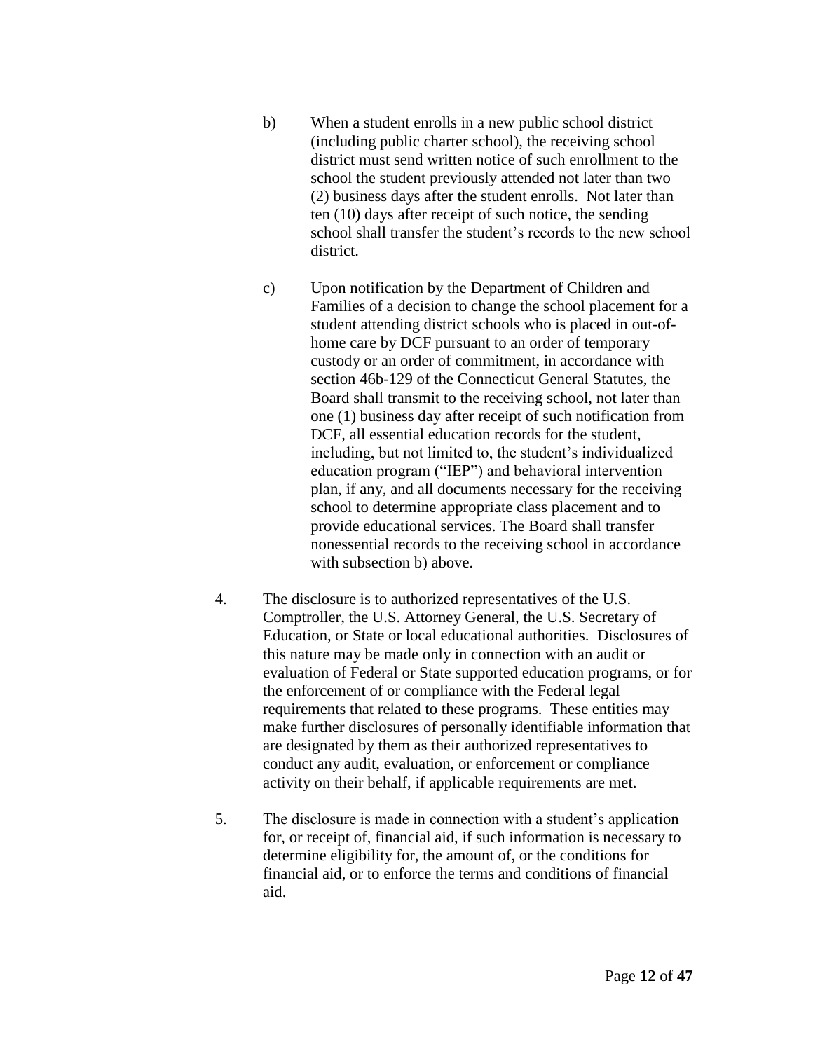b) When a student enrolls in a new public school district (including public charter school), the receiving school district must send written notice of such enrollment to the school the student previously attended not later than two (2) business days after the student enrolls. Not later than ten (10) days after receipt of such notice, the sending school shall transfer the student's records to the new school district.

c) Upon notification by the Department of Children and Families of a decision to change the school placement for a student attending district schools who is placed in out-of-home care by DCF pursuant to an order of temporary custody or an order of commitment, in accordance with section 46b-129 of the Connecticut General Statutes, the Board shall transmit to the receiving school, not later than one (1) business day after receipt of such notification from DCF, all essential education records for the student, including, but not limited to, the student's individualized education program ("IEP") and behavioral intervention plan, if any, and all documents necessary for the receiving school to determine appropriate class placement and to provide educational services. The Board shall transfer nonessential records to the receiving school in accordance with subsection b) above.

4. The disclosure is to authorized representatives of the U.S. Comptroller, the U.S. Attorney General, the U.S. Secretary of Education, or State or local educational authorities. Disclosures of this nature may be made only in connection with an audit or evaluation of Federal or State supported education programs, or for the enforcement of or compliance with the Federal legal requirements that related to these programs. These entities may make further disclosures of personally identifiable information that are designated by them as their authorized representatives to conduct any audit, evaluation, or enforcement or compliance activity on their behalf, if applicable requirements are met.

5. The disclosure is made in connection with a student's application for, or receipt of, financial aid, if such information is necessary to determine eligibility for, the amount of, or the conditions for financial aid, or to enforce the terms and conditions of financial aid.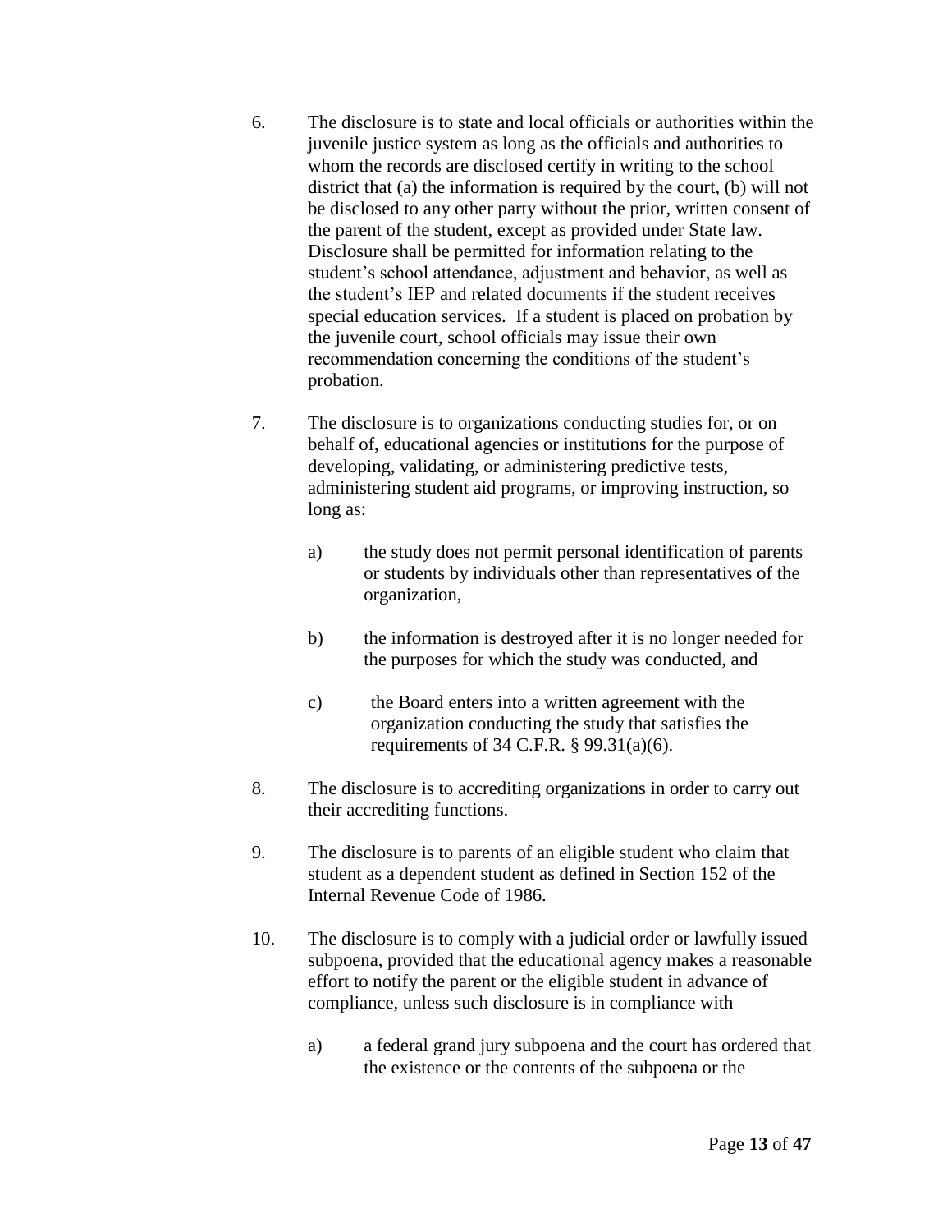6. The disclosure is to state and local officials or authorities within the juvenile justice system as long as the officials and authorities to whom the records are disclosed certify in writing to the school district that (a) the information is required by the court, (b) will not be disclosed to any other party without the prior, written consent of the parent of the student, except as provided under State law. Disclosure shall be permitted for information relating to the student's school attendance, adjustment and behavior, as well as the student's IEP and related documents if the student receives special education services. If a student is placed on probation by the juvenile court, school officials may issue their own recommendation concerning the conditions of the student's probation.

7. The disclosure is to organizations conducting studies for, or on behalf of, educational agencies or institutions for the purpose of developing, validating, or administering predictive tests, administering student aid programs, or improving instruction, so long as:

    a) the study does not permit personal identification of parents or students by individuals other than representatives of the organization,

    b) the information is destroyed after it is no longer needed for the purposes for which the study was conducted, and

    c) the Board enters into a written agreement with the organization conducting the study that satisfies the requirements of 34 C.F.R. § 99.31(a)(6).

8. The disclosure is to accrediting organizations in order to carry out their accrediting functions.

9. The disclosure is to parents of an eligible student who claim that student as a dependent student as defined in Section 152 of the Internal Revenue Code of 1986.

10. The disclosure is to comply with a judicial order or lawfully issued subpoena, provided that the educational agency makes a reasonable effort to notify the parent or the eligible student in advance of compliance, unless such disclosure is in compliance with

    a) a federal grand jury subpoena and the court has ordered that the existence or the contents of the subpoena or the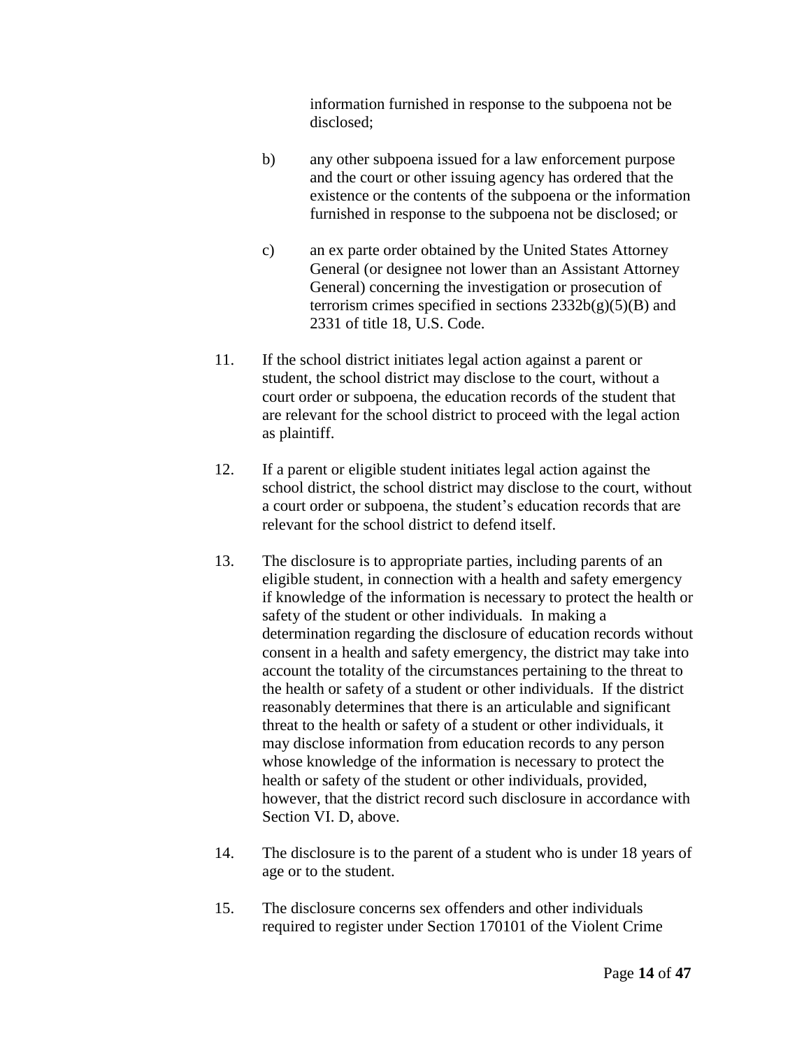information furnished in response to the subpoena not be disclosed;

b) any other subpoena issued for a law enforcement purpose and the court or other issuing agency has ordered that the existence or the contents of the subpoena or the information furnished in response to the subpoena not be disclosed; or

c) an ex parte order obtained by the United States Attorney General (or designee not lower than an Assistant Attorney General) concerning the investigation or prosecution of terrorism crimes specified in sections 2332b(g)(5)(B) and 2331 of title 18, U.S. Code.

11. If the school district initiates legal action against a parent or student, the school district may disclose to the court, without a court order or subpoena, the education records of the student that are relevant for the school district to proceed with the legal action as plaintiff.

12. If a parent or eligible student initiates legal action against the school district, the school district may disclose to the court, without a court order or subpoena, the student's education records that are relevant for the school district to defend itself.

13. The disclosure is to appropriate parties, including parents of an eligible student, in connection with a health and safety emergency if knowledge of the information is necessary to protect the health or safety of the student or other individuals. In making a determination regarding the disclosure of education records without consent in a health and safety emergency, the district may take into account the totality of the circumstances pertaining to the threat to the health or safety of a student or other individuals. If the district reasonably determines that there is an articulable and significant threat to the health or safety of a student or other individuals, it may disclose information from education records to any person whose knowledge of the information is necessary to protect the health or safety of the student or other individuals, provided, however, that the district record such disclosure in accordance with Section VI. D, above.

14. The disclosure is to the parent of a student who is under 18 years of age or to the student.

15. The disclosure concerns sex offenders and other individuals required to register under Section 170101 of the Violent Crime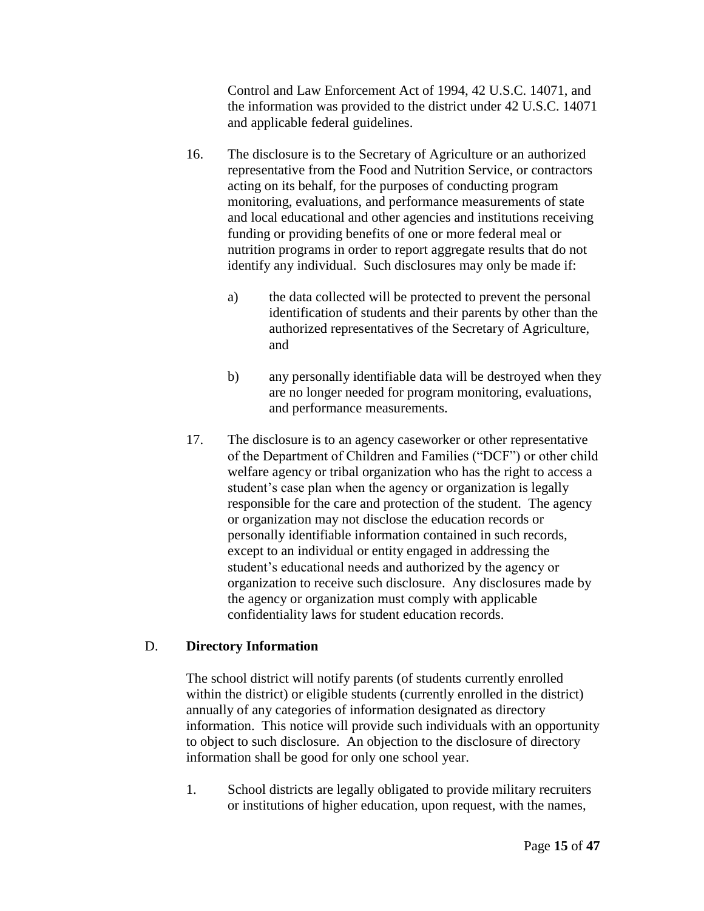Control and Law Enforcement Act of 1994, 42 U.S.C. 14071, and the information was provided to the district under 42 U.S.C. 14071 and applicable federal guidelines.

16. The disclosure is to the Secretary of Agriculture or an authorized representative from the Food and Nutrition Service, or contractors acting on its behalf, for the purposes of conducting program monitoring, evaluations, and performance measurements of state and local educational and other agencies and institutions receiving funding or providing benefits of one or more federal meal or nutrition programs in order to report aggregate results that do not identify any individual. Such disclosures may only be made if:

    a) the data collected will be protected to prevent the personal identification of students and their parents by other than the authorized representatives of the Secretary of Agriculture, and

    b) any personally identifiable data will be destroyed when they are no longer needed for program monitoring, evaluations, and performance measurements.

17. The disclosure is to an agency caseworker or other representative of the Department of Children and Families ("DCF") or other child welfare agency or tribal organization who has the right to access a student's case plan when the agency or organization is legally responsible for the care and protection of the student. The agency or organization may not disclose the education records or personally identifiable information contained in such records, except to an individual or entity engaged in addressing the student's educational needs and authorized by the agency or organization to receive such disclosure. Any disclosures made by the agency or organization must comply with applicable confidentiality laws for student education records.

## D. **Directory Information**

The school district will notify parents (of students currently enrolled within the district) or eligible students (currently enrolled in the district) annually of any categories of information designated as directory information. This notice will provide such individuals with an opportunity to object to such disclosure. An objection to the disclosure of directory information shall be good for only one school year.

1. School districts are legally obligated to provide military recruiters or institutions of higher education, upon request, with the names,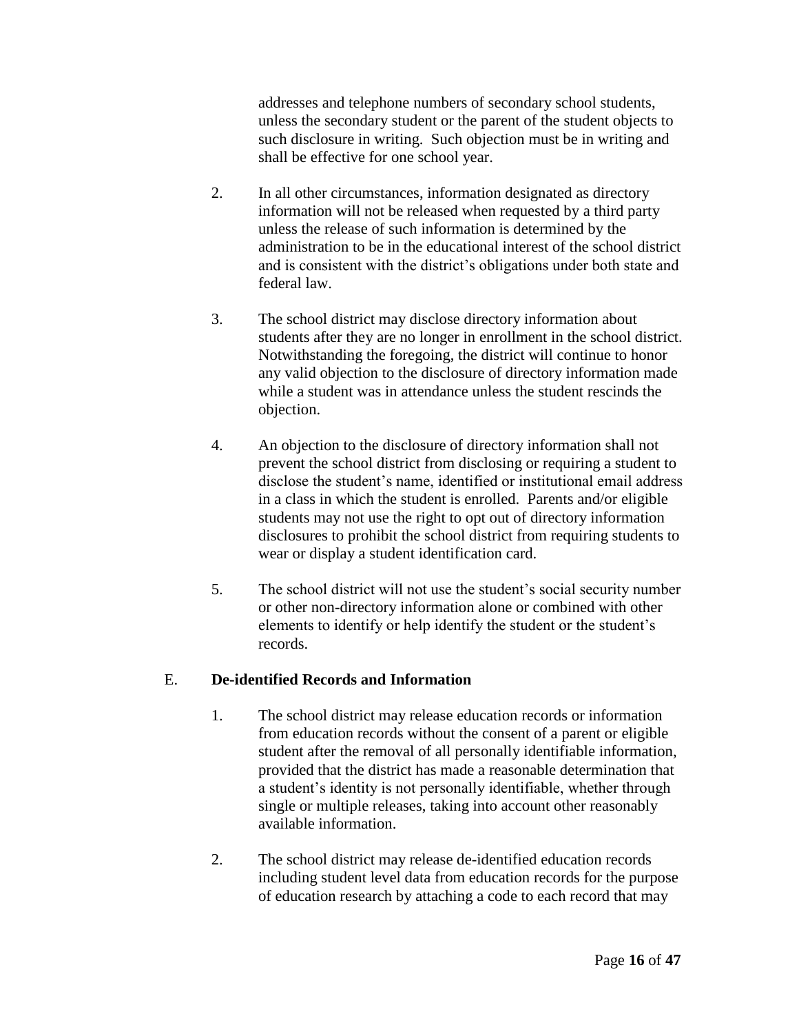addresses and telephone numbers of secondary school students, unless the secondary student or the parent of the student objects to such disclosure in writing. Such objection must be in writing and shall be effective for one school year.

2. In all other circumstances, information designated as directory information will not be released when requested by a third party unless the release of such information is determined by the administration to be in the educational interest of the school district and is consistent with the district's obligations under both state and federal law.

3. The school district may disclose directory information about students after they are no longer in enrollment in the school district. Notwithstanding the foregoing, the district will continue to honor any valid objection to the disclosure of directory information made while a student was in attendance unless the student rescinds the objection.

4. An objection to the disclosure of directory information shall not prevent the school district from disclosing or requiring a student to disclose the student's name, identified or institutional email address in a class in which the student is enrolled. Parents and/or eligible students may not use the right to opt out of directory information disclosures to prohibit the school district from requiring students to wear or display a student identification card.

5. The school district will not use the student's social security number or other non-directory information alone or combined with other elements to identify or help identify the student or the student's records.

E. **De-identified Records and Information**

1. The school district may release education records or information from education records without the consent of a parent or eligible student after the removal of all personally identifiable information, provided that the district has made a reasonable determination that a student's identity is not personally identifiable, whether through single or multiple releases, taking into account other reasonably available information.

2. The school district may release de-identified education records including student level data from education records for the purpose of education research by attaching a code to each record that may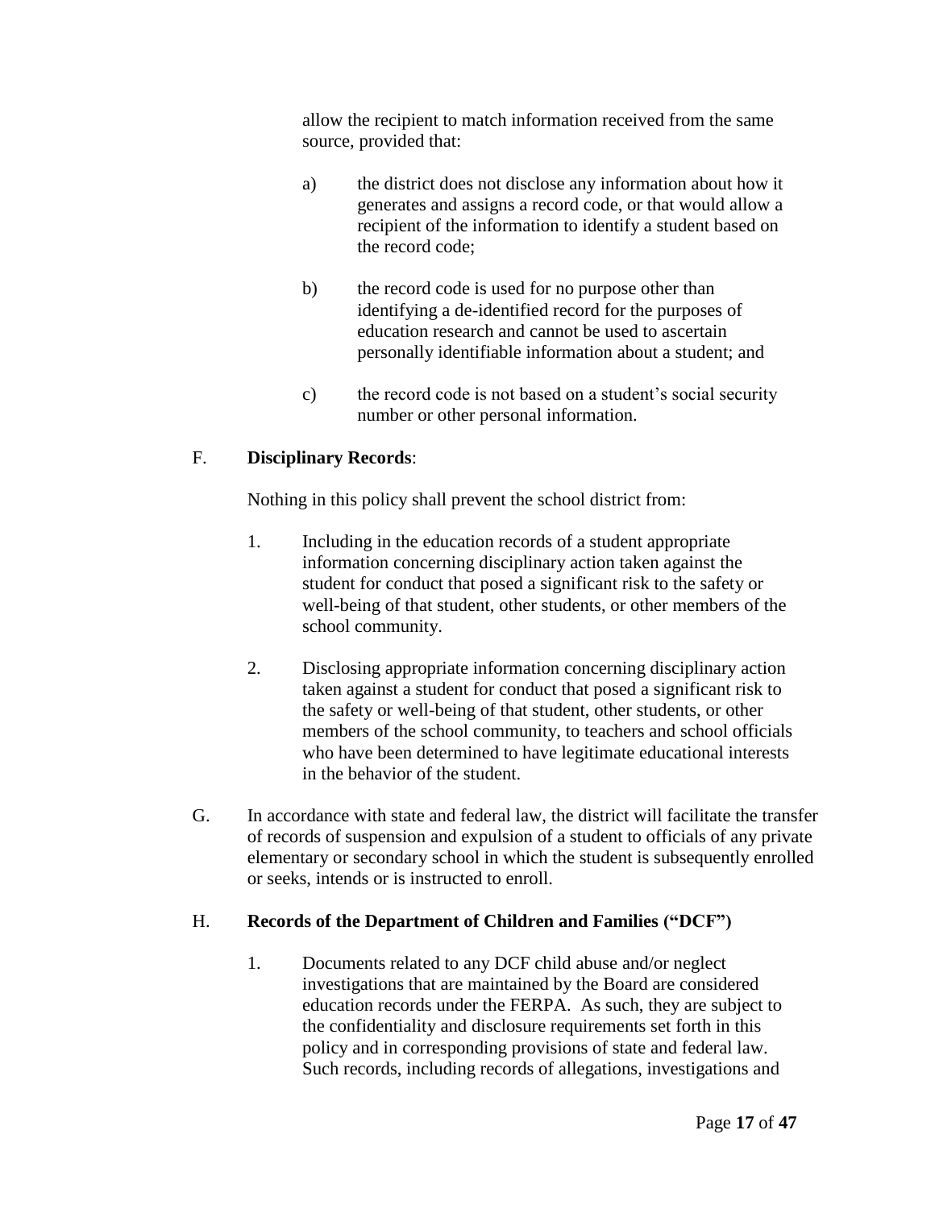allow the recipient to match information received from the same source, provided that:

a) the district does not disclose any information about how it generates and assigns a record code, or that would allow a recipient of the information to identify a student based on the record code;

b) the record code is used for no purpose other than identifying a de-identified record for the purposes of education research and cannot be used to ascertain personally identifiable information about a student; and

c) the record code is not based on a student's social security number or other personal information.

F. **Disciplinary Records**:

Nothing in this policy shall prevent the school district from:

1. Including in the education records of a student appropriate information concerning disciplinary action taken against the student for conduct that posed a significant risk to the safety or well-being of that student, other students, or other members of the school community.

2. Disclosing appropriate information concerning disciplinary action taken against a student for conduct that posed a significant risk to the safety or well-being of that student, other students, or other members of the school community, to teachers and school officials who have been determined to have legitimate educational interests in the behavior of the student.

G. In accordance with state and federal law, the district will facilitate the transfer of records of suspension and expulsion of a student to officials of any private elementary or secondary school in which the student is subsequently enrolled or seeks, intends or is instructed to enroll.

H. **Records of the Department of Children and Families ("DCF")**

1. Documents related to any DCF child abuse and/or neglect investigations that are maintained by the Board are considered education records under the FERPA. As such, they are subject to the confidentiality and disclosure requirements set forth in this policy and in corresponding provisions of state and federal law. Such records, including records of allegations, investigations and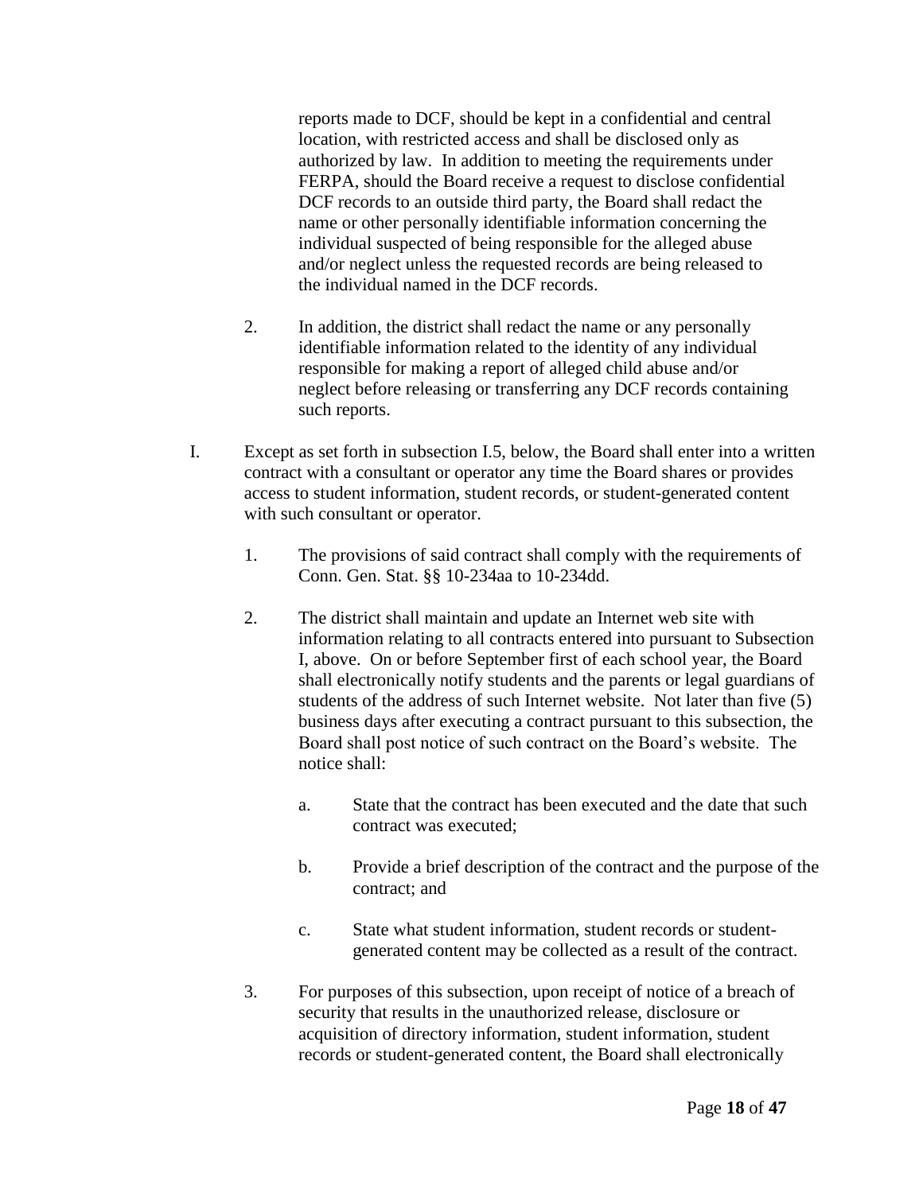reports made to DCF, should be kept in a confidential and central location, with restricted access and shall be disclosed only as authorized by law. In addition to meeting the requirements under FERPA, should the Board receive a request to disclose confidential DCF records to an outside third party, the Board shall redact the name or other personally identifiable information concerning the individual suspected of being responsible for the alleged abuse and/or neglect unless the requested records are being released to the individual named in the DCF records.

2. In addition, the district shall redact the name or any personally identifiable information related to the identity of any individual responsible for making a report of alleged child abuse and/or neglect before releasing or transferring any DCF records containing such reports.

I. Except as set forth in subsection I.5, below, the Board shall enter into a written contract with a consultant or operator any time the Board shares or provides access to student information, student records, or student-generated content with such consultant or operator.

   1. The provisions of said contract shall comply with the requirements of Conn. Gen. Stat. §§ 10-234aa to 10-234dd.

   2. The district shall maintain and update an Internet web site with information relating to all contracts entered into pursuant to Subsection I, above. On or before September first of each school year, the Board shall electronically notify students and the parents or legal guardians of students of the address of such Internet website. Not later than five (5) business days after executing a contract pursuant to this subsection, the Board shall post notice of such contract on the Board's website. The notice shall:

      a. State that the contract has been executed and the date that such contract was executed;

      b. Provide a brief description of the contract and the purpose of the contract; and

      c. State what student information, student records or student-generated content may be collected as a result of the contract.

   3. For purposes of this subsection, upon receipt of notice of a breach of security that results in the unauthorized release, disclosure or acquisition of directory information, student information, student records or student-generated content, the Board shall electronically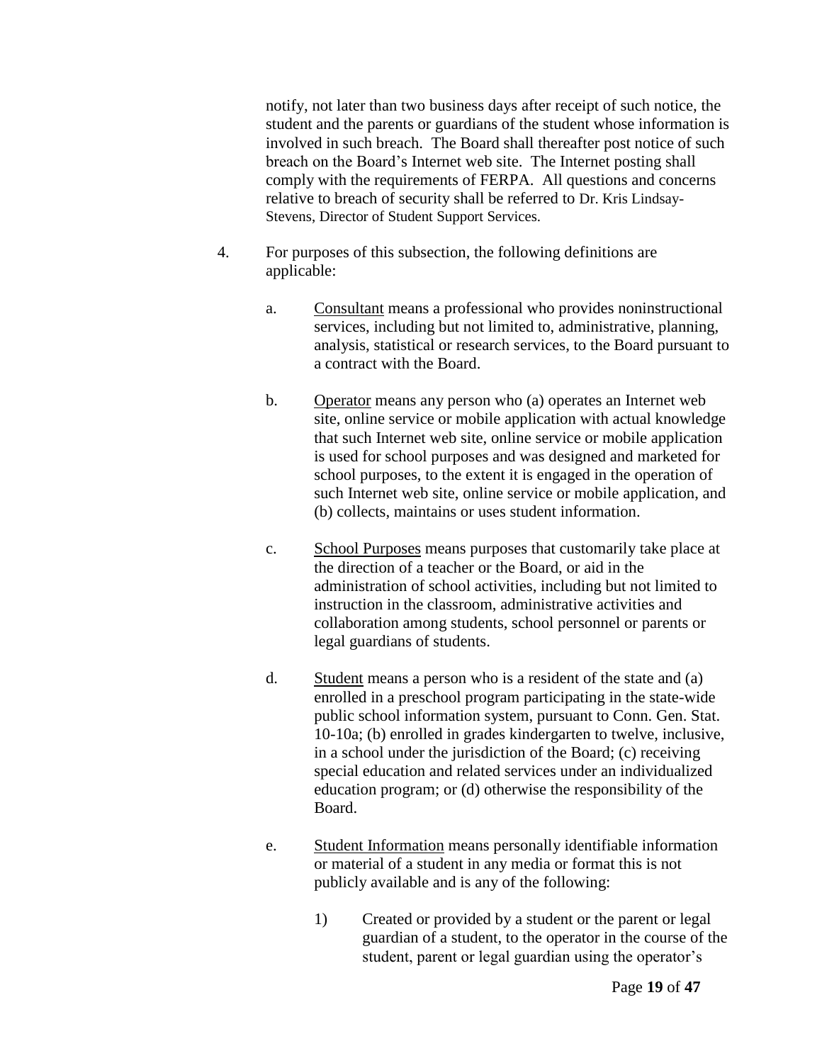notify, not later than two business days after receipt of such notice, the student and the parents or guardians of the student whose information is involved in such breach. The Board shall thereafter post notice of such breach on the Board's Internet web site. The Internet posting shall comply with the requirements of FERPA. All questions and concerns relative to breach of security shall be referred to Dr. Kris Lindsay-Stevens, Director of Student Support Services.

4. For purposes of this subsection, the following definitions are applicable:

   a. Consultant means a professional who provides noninstructional services, including but not limited to, administrative, planning, analysis, statistical or research services, to the Board pursuant to a contract with the Board.

   b. Operator means any person who (a) operates an Internet web site, online service or mobile application with actual knowledge that such Internet web site, online service or mobile application is used for school purposes and was designed and marketed for school purposes, to the extent it is engaged in the operation of such Internet web site, online service or mobile application, and (b) collects, maintains or uses student information.

   c. School Purposes means purposes that customarily take place at the direction of a teacher or the Board, or aid in the administration of school activities, including but not limited to instruction in the classroom, administrative activities and collaboration among students, school personnel or parents or legal guardians of students.

   d. Student means a person who is a resident of the state and (a) enrolled in a preschool program participating in the state-wide public school information system, pursuant to Conn. Gen. Stat. 10-10a; (b) enrolled in grades kindergarten to twelve, inclusive, in a school under the jurisdiction of the Board; (c) receiving special education and related services under an individualized education program; or (d) otherwise the responsibility of the Board.

   e. Student Information means personally identifiable information or material of a student in any media or format this is not publicly available and is any of the following:

      1) Created or provided by a student or the parent or legal guardian of a student, to the operator in the course of the student, parent or legal guardian using the operator's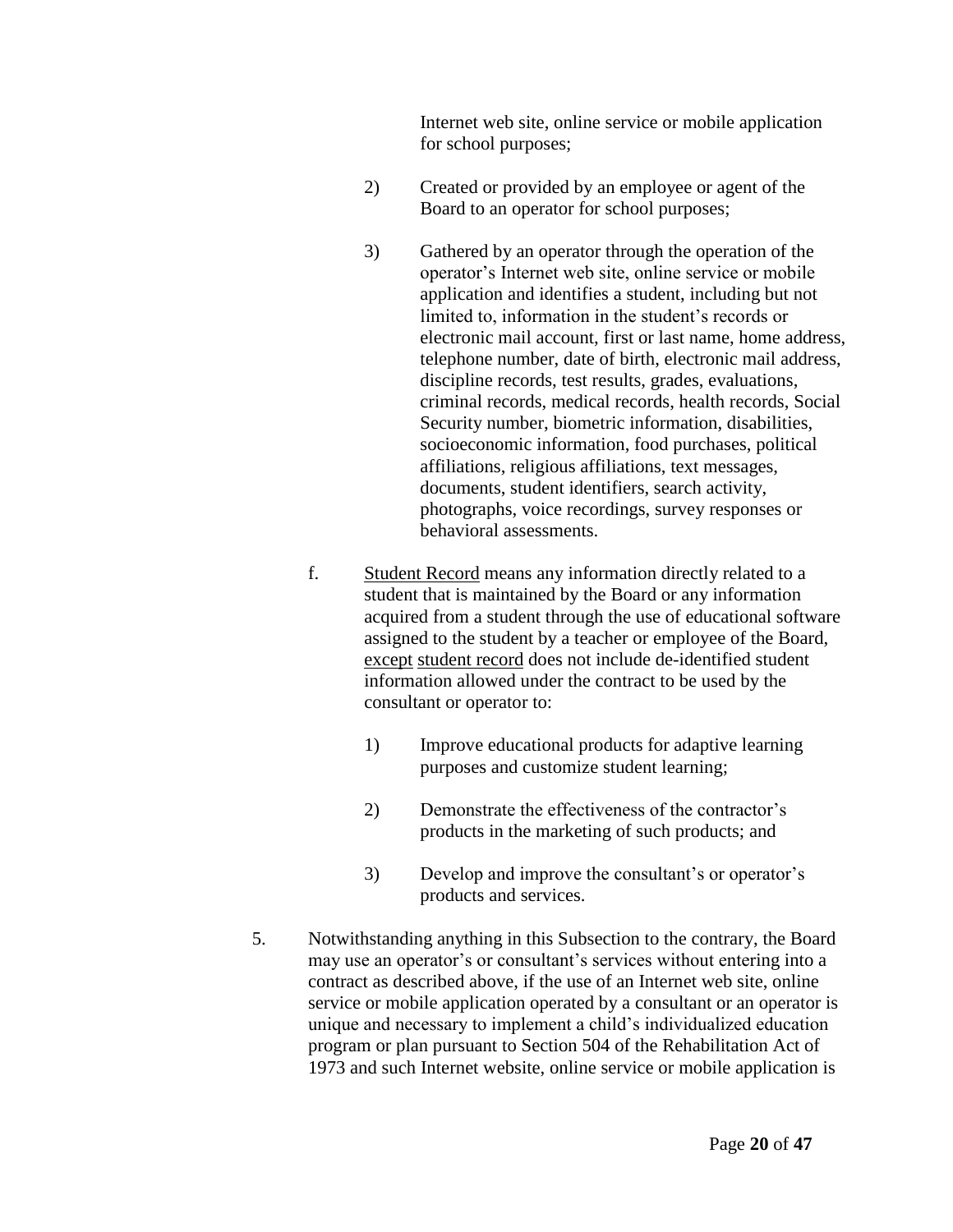Internet web site, online service or mobile application for school purposes;

2) Created or provided by an employee or agent of the Board to an operator for school purposes;

3) Gathered by an operator through the operation of the operator's Internet web site, online service or mobile application and identifies a student, including but not limited to, information in the student's records or electronic mail account, first or last name, home address, telephone number, date of birth, electronic mail address, discipline records, test results, grades, evaluations, criminal records, medical records, health records, Social Security number, biometric information, disabilities, socioeconomic information, food purchases, political affiliations, religious affiliations, text messages, documents, student identifiers, search activity, photographs, voice recordings, survey responses or behavioral assessments.

f. Student Record means any information directly related to a student that is maintained by the Board or any information acquired from a student through the use of educational software assigned to the student by a teacher or employee of the Board, except student record does not include de-identified student information allowed under the contract to be used by the consultant or operator to:

1) Improve educational products for adaptive learning purposes and customize student learning;

2) Demonstrate the effectiveness of the contractor's products in the marketing of such products; and

3) Develop and improve the consultant's or operator's products and services.

5. Notwithstanding anything in this Subsection to the contrary, the Board may use an operator's or consultant's services without entering into a contract as described above, if the use of an Internet web site, online service or mobile application operated by a consultant or an operator is unique and necessary to implement a child's individualized education program or plan pursuant to Section 504 of the Rehabilitation Act of 1973 and such Internet website, online service or mobile application is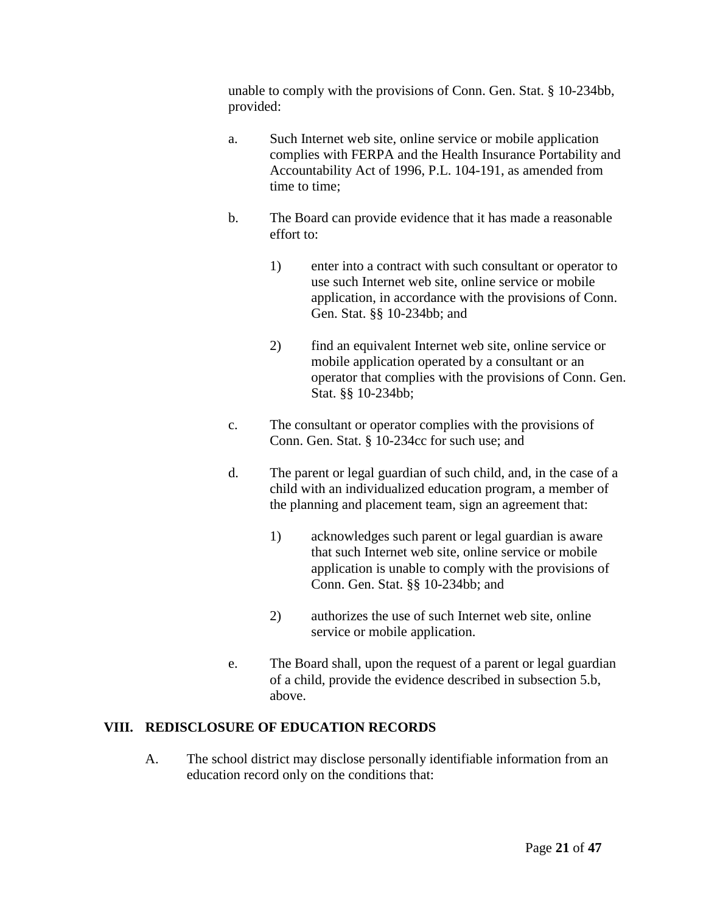unable to comply with the provisions of Conn. Gen. Stat. § 10-234bb, provided:

a. Such Internet web site, online service or mobile application complies with FERPA and the Health Insurance Portability and Accountability Act of 1996, P.L. 104-191, as amended from time to time;

b. The Board can provide evidence that it has made a reasonable effort to:

   1) enter into a contract with such consultant or operator to use such Internet web site, online service or mobile application, in accordance with the provisions of Conn. Gen. Stat. §§ 10-234bb; and

   2) find an equivalent Internet web site, online service or mobile application operated by a consultant or an operator that complies with the provisions of Conn. Gen. Stat. §§ 10-234bb;

c. The consultant or operator complies with the provisions of Conn. Gen. Stat. § 10-234cc for such use; and

d. The parent or legal guardian of such child, and, in the case of a child with an individualized education program, a member of the planning and placement team, sign an agreement that:

   1) acknowledges such parent or legal guardian is aware that such Internet web site, online service or mobile application is unable to comply with the provisions of Conn. Gen. Stat. §§ 10-234bb; and

   2) authorizes the use of such Internet web site, online service or mobile application.

e. The Board shall, upon the request of a parent or legal guardian of a child, provide the evidence described in subsection 5.b, above.

## VIII. REDISCLOSURE OF EDUCATION RECORDS

A. The school district may disclose personally identifiable information from an education record only on the conditions that: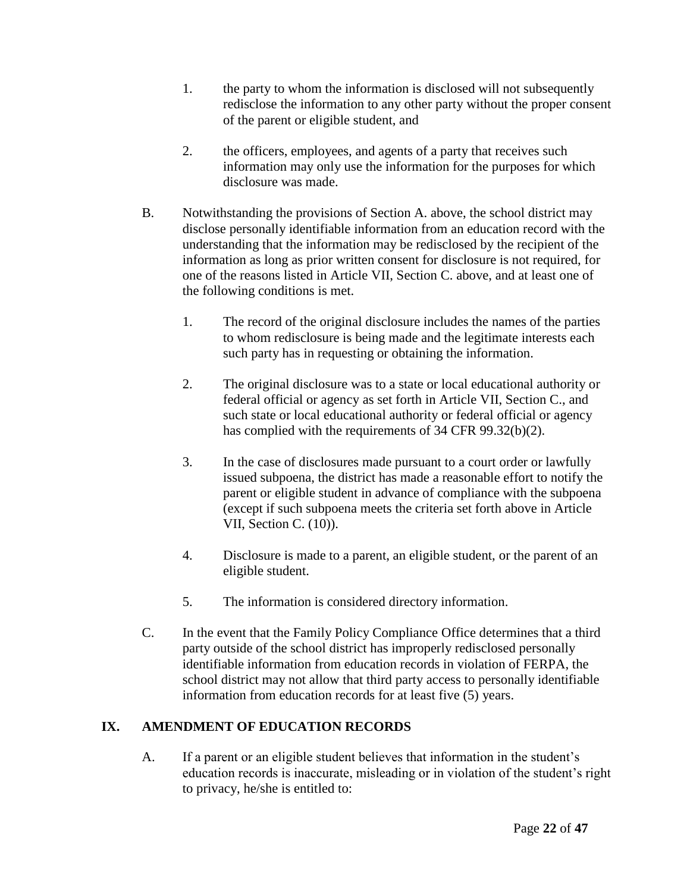1. the party to whom the information is disclosed will not subsequently redisclose the information to any other party without the proper consent of the parent or eligible student, and

2. the officers, employees, and agents of a party that receives such information may only use the information for the purposes for which disclosure was made.

B. Notwithstanding the provisions of Section A. above, the school district may disclose personally identifiable information from an education record with the understanding that the information may be redisclosed by the recipient of the information as long as prior written consent for disclosure is not required, for one of the reasons listed in Article VII, Section C. above, and at least one of the following conditions is met.

   1. The record of the original disclosure includes the names of the parties to whom redisclosure is being made and the legitimate interests each such party has in requesting or obtaining the information.

   2. The original disclosure was to a state or local educational authority or federal official or agency as set forth in Article VII, Section C., and such state or local educational authority or federal official or agency has complied with the requirements of 34 CFR 99.32(b)(2).

   3. In the case of disclosures made pursuant to a court order or lawfully issued subpoena, the district has made a reasonable effort to notify the parent or eligible student in advance of compliance with the subpoena (except if such subpoena meets the criteria set forth above in Article VII, Section C. (10)).

   4. Disclosure is made to a parent, an eligible student, or the parent of an eligible student.

   5. The information is considered directory information.

C. In the event that the Family Policy Compliance Office determines that a third party outside of the school district has improperly redisclosed personally identifiable information from education records in violation of FERPA, the school district may not allow that third party access to personally identifiable information from education records for at least five (5) years.

## IX. AMENDMENT OF EDUCATION RECORDS

A. If a parent or an eligible student believes that information in the student's education records is inaccurate, misleading or in violation of the student's right to privacy, he/she is entitled to: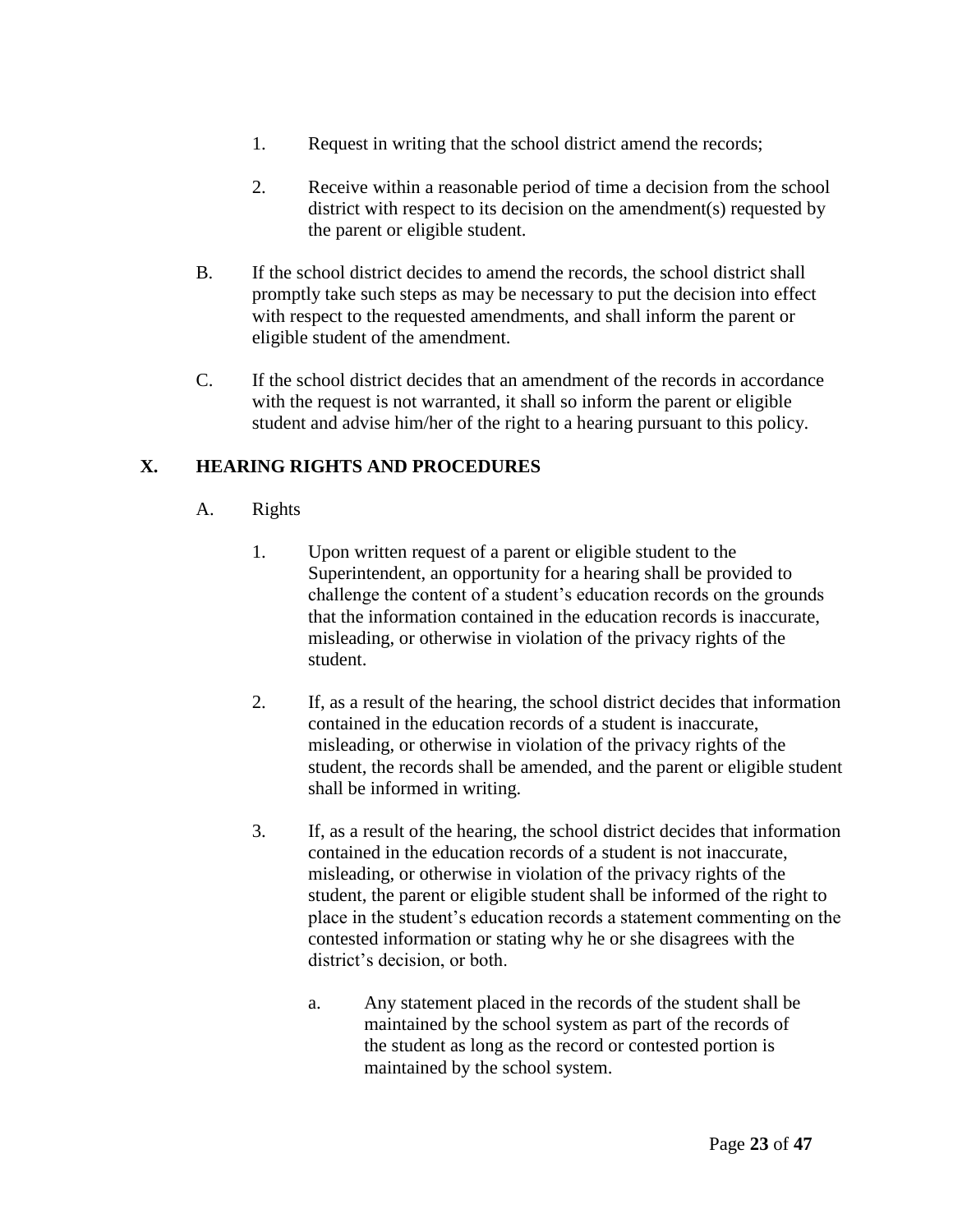1. Request in writing that the school district amend the records;

2. Receive within a reasonable period of time a decision from the school district with respect to its decision on the amendment(s) requested by the parent or eligible student.

B. If the school district decides to amend the records, the school district shall promptly take such steps as may be necessary to put the decision into effect with respect to the requested amendments, and shall inform the parent or eligible student of the amendment.

C. If the school district decides that an amendment of the records in accordance with the request is not warranted, it shall so inform the parent or eligible student and advise him/her of the right to a hearing pursuant to this policy.

## X. HEARING RIGHTS AND PROCEDURES

A. Rights

1. Upon written request of a parent or eligible student to the Superintendent, an opportunity for a hearing shall be provided to challenge the content of a student's education records on the grounds that the information contained in the education records is inaccurate, misleading, or otherwise in violation of the privacy rights of the student.

2. If, as a result of the hearing, the school district decides that information contained in the education records of a student is inaccurate, misleading, or otherwise in violation of the privacy rights of the student, the records shall be amended, and the parent or eligible student shall be informed in writing.

3. If, as a result of the hearing, the school district decides that information contained in the education records of a student is not inaccurate, misleading, or otherwise in violation of the privacy rights of the student, the parent or eligible student shall be informed of the right to place in the student's education records a statement commenting on the contested information or stating why he or she disagrees with the district's decision, or both.

   a. Any statement placed in the records of the student shall be maintained by the school system as part of the records of the student as long as the record or contested portion is maintained by the school system.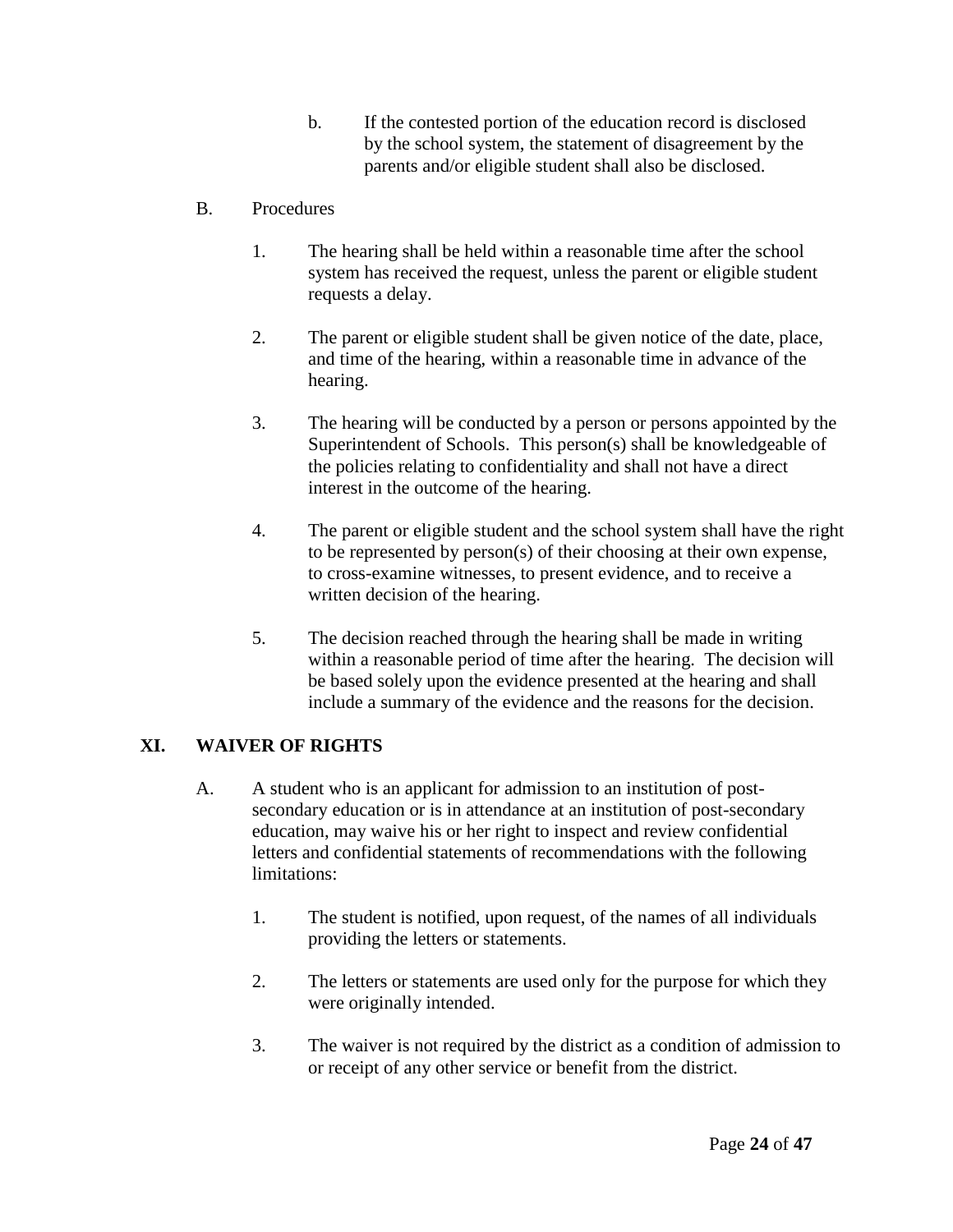b. If the contested portion of the education record is disclosed by the school system, the statement of disagreement by the parents and/or eligible student shall also be disclosed.

B. Procedures

1. The hearing shall be held within a reasonable time after the school system has received the request, unless the parent or eligible student requests a delay.

2. The parent or eligible student shall be given notice of the date, place, and time of the hearing, within a reasonable time in advance of the hearing.

3. The hearing will be conducted by a person or persons appointed by the Superintendent of Schools. This person(s) shall be knowledgeable of the policies relating to confidentiality and shall not have a direct interest in the outcome of the hearing.

4. The parent or eligible student and the school system shall have the right to be represented by person(s) of their choosing at their own expense, to cross-examine witnesses, to present evidence, and to receive a written decision of the hearing.

5. The decision reached through the hearing shall be made in writing within a reasonable period of time after the hearing. The decision will be based solely upon the evidence presented at the hearing and shall include a summary of the evidence and the reasons for the decision.

## XI. WAIVER OF RIGHTS

A. A student who is an applicant for admission to an institution of post-secondary education or is in attendance at an institution of post-secondary education, may waive his or her right to inspect and review confidential letters and confidential statements of recommendations with the following limitations:

1. The student is notified, upon request, of the names of all individuals providing the letters or statements.

2. The letters or statements are used only for the purpose for which they were originally intended.

3. The waiver is not required by the district as a condition of admission to or receipt of any other service or benefit from the district.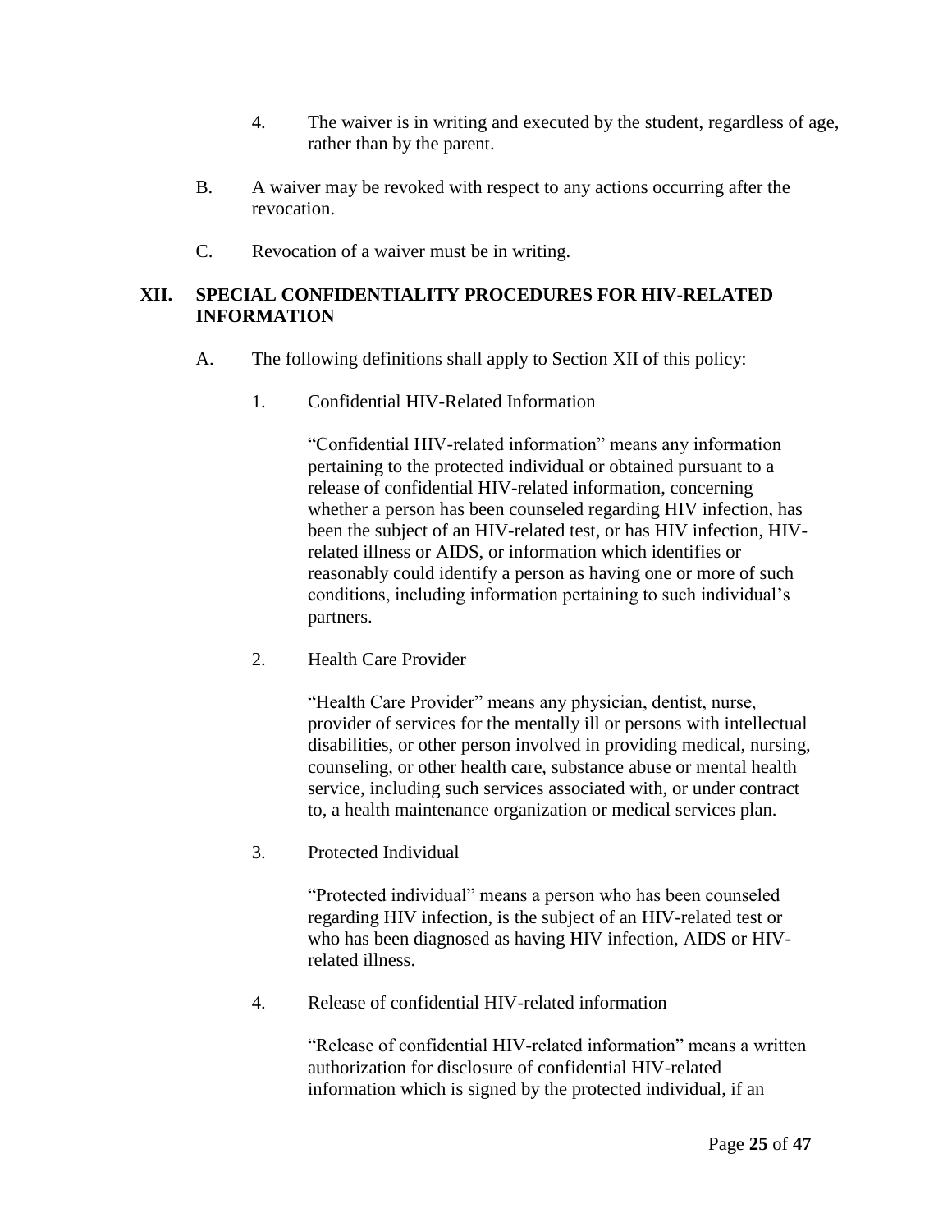4. The waiver is in writing and executed by the student, regardless of age, rather than by the parent.

B. A waiver may be revoked with respect to any actions occurring after the revocation.

C. Revocation of a waiver must be in writing.

## XII. SPECIAL CONFIDENTIALITY PROCEDURES FOR HIV-RELATED INFORMATION

A. The following definitions shall apply to Section XII of this policy:

1. Confidential HIV-Related Information

   "Confidential HIV-related information" means any information pertaining to the protected individual or obtained pursuant to a release of confidential HIV-related information, concerning whether a person has been counseled regarding HIV infection, has been the subject of an HIV-related test, or has HIV infection, HIV-related illness or AIDS, or information which identifies or reasonably could identify a person as having one or more of such conditions, including information pertaining to such individual's partners.

2. Health Care Provider

   "Health Care Provider" means any physician, dentist, nurse, provider of services for the mentally ill or persons with intellectual disabilities, or other person involved in providing medical, nursing, counseling, or other health care, substance abuse or mental health service, including such services associated with, or under contract to, a health maintenance organization or medical services plan.

3. Protected Individual

   "Protected individual" means a person who has been counseled regarding HIV infection, is the subject of an HIV-related test or who has been diagnosed as having HIV infection, AIDS or HIV-related illness.

4. Release of confidential HIV-related information

   "Release of confidential HIV-related information" means a written authorization for disclosure of confidential HIV-related information which is signed by the protected individual, if an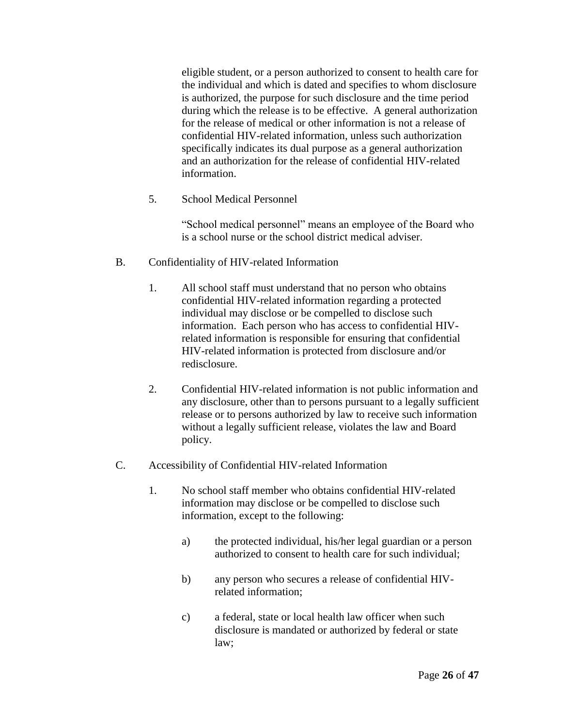eligible student, or a person authorized to consent to health care for the individual and which is dated and specifies to whom disclosure is authorized, the purpose for such disclosure and the time period during which the release is to be effective. A general authorization for the release of medical or other information is not a release of confidential HIV-related information, unless such authorization specifically indicates its dual purpose as a general authorization and an authorization for the release of confidential HIV-related information.

5. School Medical Personnel

   "School medical personnel" means an employee of the Board who is a school nurse or the school district medical adviser.

B. Confidentiality of HIV-related Information

1. All school staff must understand that no person who obtains confidential HIV-related information regarding a protected individual may disclose or be compelled to disclose such information. Each person who has access to confidential HIV-related information is responsible for ensuring that confidential HIV-related information is protected from disclosure and/or redisclosure.

2. Confidential HIV-related information is not public information and any disclosure, other than to persons pursuant to a legally sufficient release or to persons authorized by law to receive such information without a legally sufficient release, violates the law and Board policy.

C. Accessibility of Confidential HIV-related Information

1. No school staff member who obtains confidential HIV-related information may disclose or be compelled to disclose such information, except to the following:

   a) the protected individual, his/her legal guardian or a person authorized to consent to health care for such individual;

   b) any person who secures a release of confidential HIV-related information;

   c) a federal, state or local health law officer when such disclosure is mandated or authorized by federal or state law;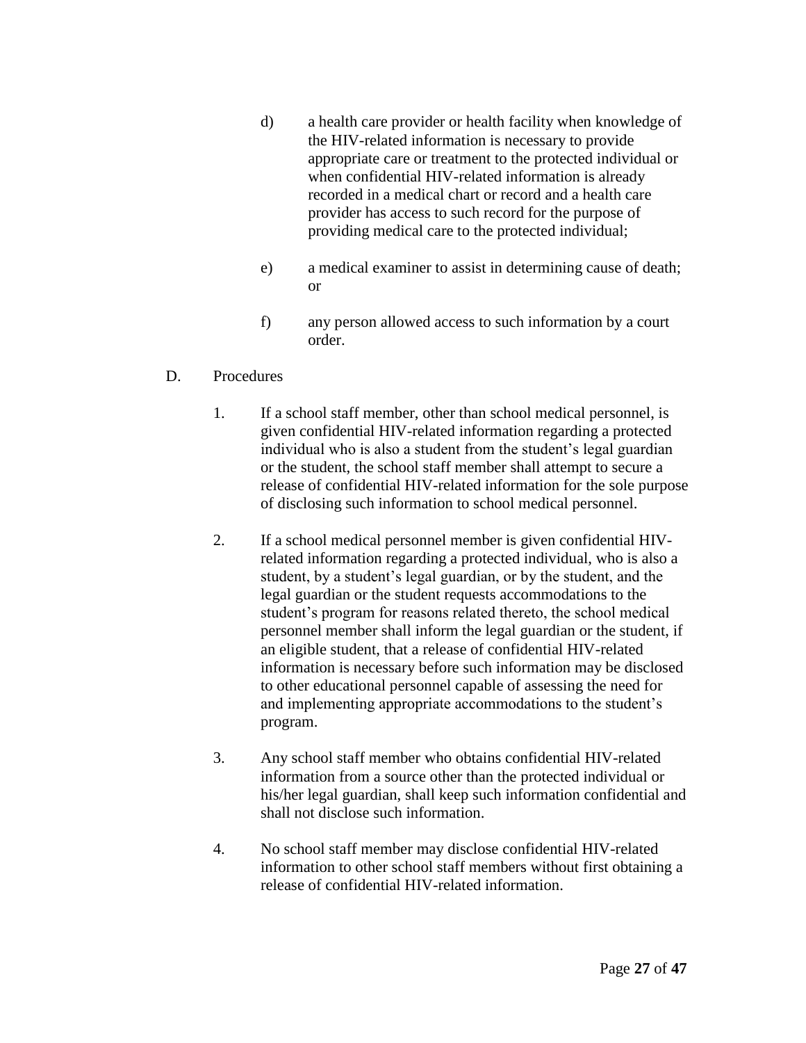d) a health care provider or health facility when knowledge of the HIV-related information is necessary to provide appropriate care or treatment to the protected individual or when confidential HIV-related information is already recorded in a medical chart or record and a health care provider has access to such record for the purpose of providing medical care to the protected individual;

e) a medical examiner to assist in determining cause of death; or

f) any person allowed access to such information by a court order.

D. Procedures

1. If a school staff member, other than school medical personnel, is given confidential HIV-related information regarding a protected individual who is also a student from the student's legal guardian or the student, the school staff member shall attempt to secure a release of confidential HIV-related information for the sole purpose of disclosing such information to school medical personnel.

2. If a school medical personnel member is given confidential HIV-related information regarding a protected individual, who is also a student, by a student's legal guardian, or by the student, and the legal guardian or the student requests accommodations to the student's program for reasons related thereto, the school medical personnel member shall inform the legal guardian or the student, if an eligible student, that a release of confidential HIV-related information is necessary before such information may be disclosed to other educational personnel capable of assessing the need for and implementing appropriate accommodations to the student's program.

3. Any school staff member who obtains confidential HIV-related information from a source other than the protected individual or his/her legal guardian, shall keep such information confidential and shall not disclose such information.

4. No school staff member may disclose confidential HIV-related information to other school staff members without first obtaining a release of confidential HIV-related information.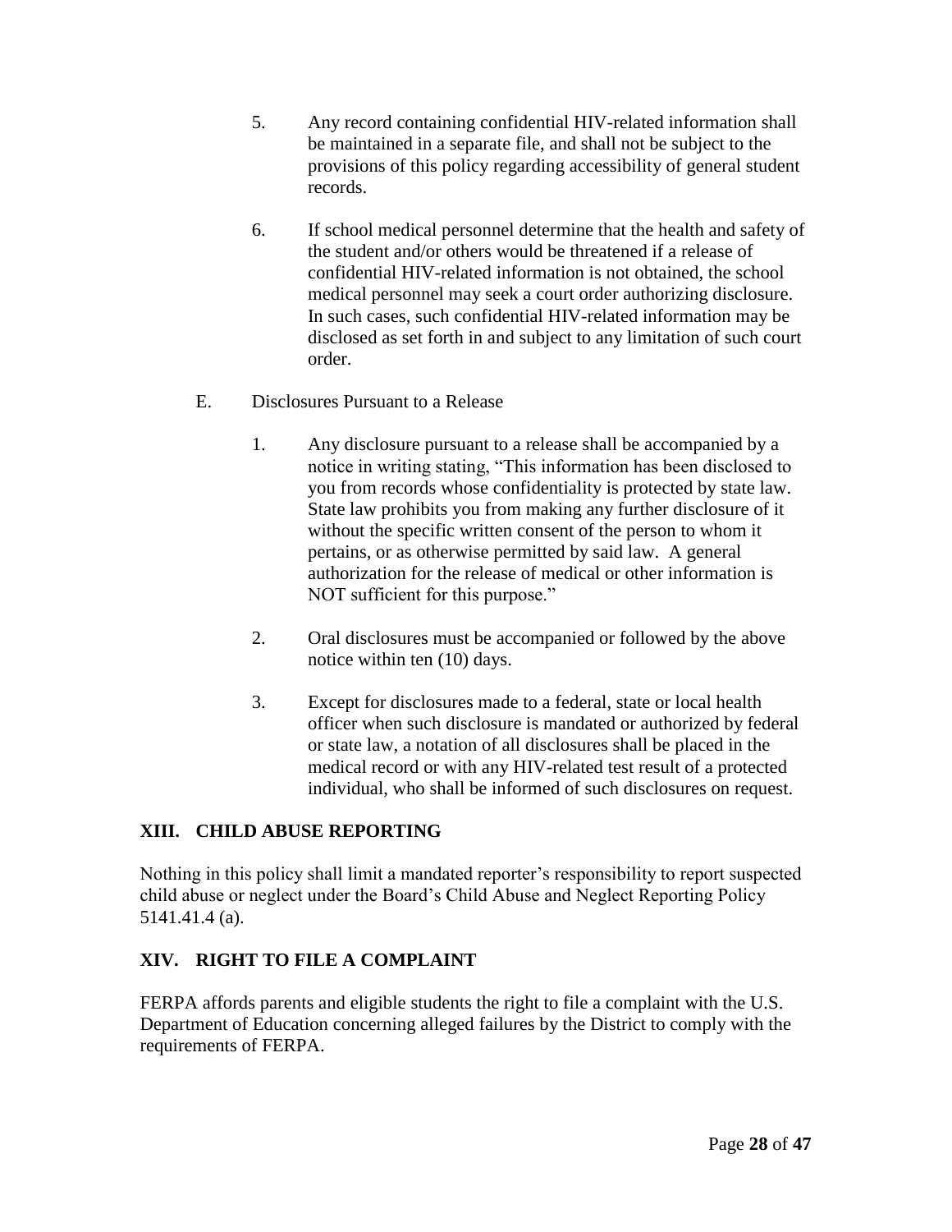5. Any record containing confidential HIV-related information shall be maintained in a separate file, and shall not be subject to the provisions of this policy regarding accessibility of general student records.

6. If school medical personnel determine that the health and safety of the student and/or others would be threatened if a release of confidential HIV-related information is not obtained, the school medical personnel may seek a court order authorizing disclosure. In such cases, such confidential HIV-related information may be disclosed as set forth in and subject to any limitation of such court order.

E. Disclosures Pursuant to a Release

1. Any disclosure pursuant to a release shall be accompanied by a notice in writing stating, "This information has been disclosed to you from records whose confidentiality is protected by state law. State law prohibits you from making any further disclosure of it without the specific written consent of the person to whom it pertains, or as otherwise permitted by said law. A general authorization for the release of medical or other information is NOT sufficient for this purpose."

2. Oral disclosures must be accompanied or followed by the above notice within ten (10) days.

3. Except for disclosures made to a federal, state or local health officer when such disclosure is mandated or authorized by federal or state law, a notation of all disclosures shall be placed in the medical record or with any HIV-related test result of a protected individual, who shall be informed of such disclosures on request.

## XIII. CHILD ABUSE REPORTING

Nothing in this policy shall limit a mandated reporter's responsibility to report suspected child abuse or neglect under the Board's Child Abuse and Neglect Reporting Policy 5141.41.4 (a).

## XIV. RIGHT TO FILE A COMPLAINT

FERPA affords parents and eligible students the right to file a complaint with the U.S. Department of Education concerning alleged failures by the District to comply with the requirements of FERPA.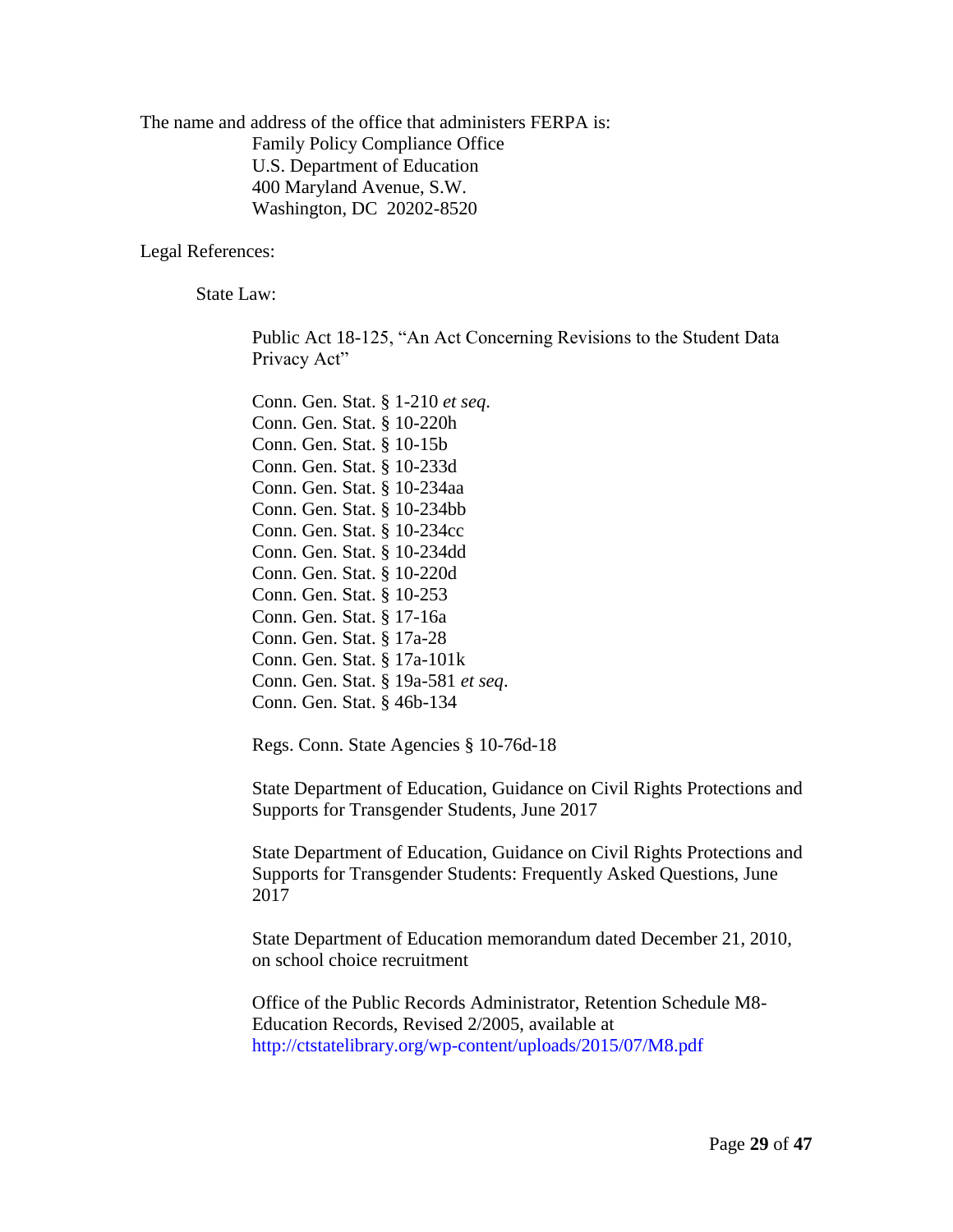The name and address of the office that administers FERPA is:

Family Policy Compliance Office
U.S. Department of Education
400 Maryland Avenue, S.W.
Washington, DC 20202-8520

Legal References:

State Law:

Public Act 18-125, "An Act Concerning Revisions to the Student Data Privacy Act"

Conn. Gen. Stat. § 1-210 *et seq.*
Conn. Gen. Stat. § 10-220h
Conn. Gen. Stat. § 10-15b
Conn. Gen. Stat. § 10-233d
Conn. Gen. Stat. § 10-234aa
Conn. Gen. Stat. § 10-234bb
Conn. Gen. Stat. § 10-234cc
Conn. Gen. Stat. § 10-234dd
Conn. Gen. Stat. § 10-220d
Conn. Gen. Stat. § 10-253
Conn. Gen. Stat. § 17-16a
Conn. Gen. Stat. § 17a-28
Conn. Gen. Stat. § 17a-101k
Conn. Gen. Stat. § 19a-581 *et seq*.
Conn. Gen. Stat. § 46b-134

Regs. Conn. State Agencies § 10-76d-18

State Department of Education, Guidance on Civil Rights Protections and Supports for Transgender Students, June 2017

State Department of Education, Guidance on Civil Rights Protections and Supports for Transgender Students: Frequently Asked Questions, June 2017

State Department of Education memorandum dated December 21, 2010, on school choice recruitment

Office of the Public Records Administrator, Retention Schedule M8-Education Records, Revised 2/2005, available at http://ctstatelibrary.org/wp-content/uploads/2015/07/M8.pdf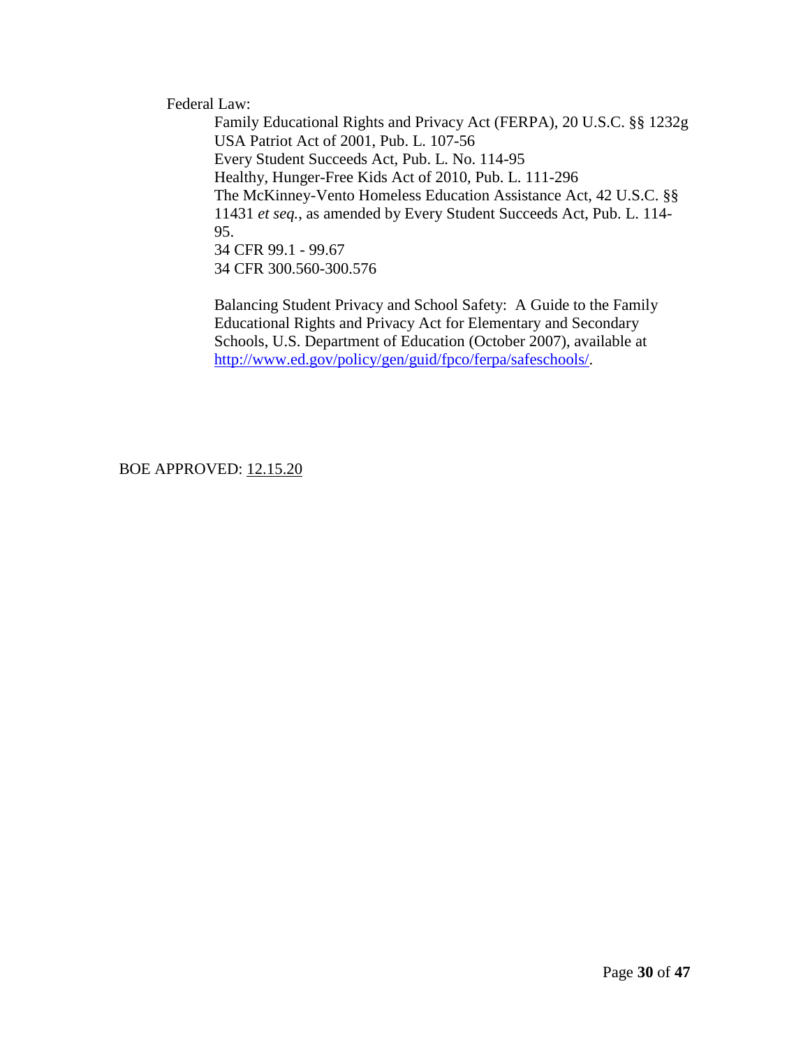Federal Law:

Family Educational Rights and Privacy Act (FERPA), 20 U.S.C. §§ 1232g
USA Patriot Act of 2001, Pub. L. 107-56
Every Student Succeeds Act, Pub. L. No. 114-95
Healthy, Hunger-Free Kids Act of 2010, Pub. L. 111-296
The McKinney-Vento Homeless Education Assistance Act, 42 U.S.C. §§ 11431 *et seq.*, as amended by Every Student Succeeds Act, Pub. L. 114-95.
34 CFR 99.1 - 99.67
34 CFR 300.560-300.576

Balancing Student Privacy and School Safety: A Guide to the Family Educational Rights and Privacy Act for Elementary and Secondary Schools, U.S. Department of Education (October 2007), available at [http://www.ed.gov/policy/gen/guid/fpco/ferpa/safeschools/](http://www.ed.gov/policy/gen/guid/fpco/ferpa/safeschools/).

BOE APPROVED: 12.15.20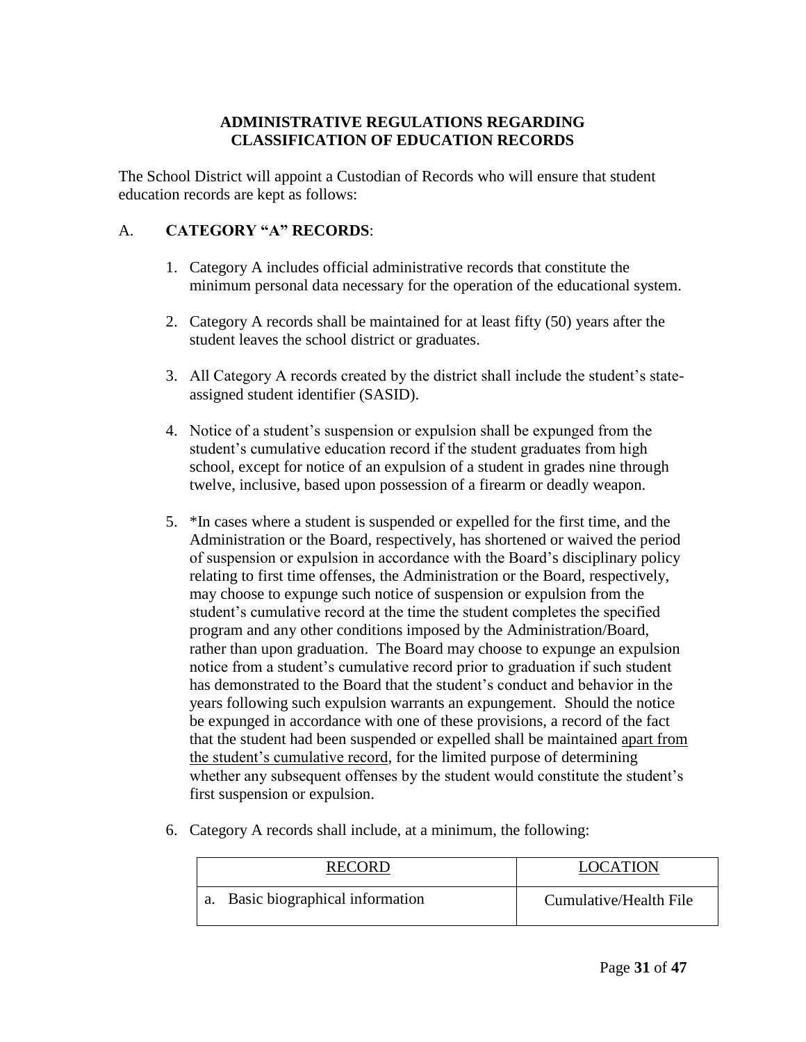## ADMINISTRATIVE REGULATIONS REGARDING CLASSIFICATION OF EDUCATION RECORDS

The School District will appoint a Custodian of Records who will ensure that student education records are kept as follows:

A. **CATEGORY "A" RECORDS**:

1. Category A includes official administrative records that constitute the minimum personal data necessary for the operation of the educational system.

2. Category A records shall be maintained for at least fifty (50) years after the student leaves the school district or graduates.

3. All Category A records created by the district shall include the student's state-assigned student identifier (SASID).

4. Notice of a student's suspension or expulsion shall be expunged from the student's cumulative education record if the student graduates from high school, except for notice of an expulsion of a student in grades nine through twelve, inclusive, based upon possession of a firearm or deadly weapon.

5. *In cases where a student is suspended or expelled for the first time, and the Administration or the Board, respectively, has shortened or waived the period of suspension or expulsion in accordance with the Board's disciplinary policy relating to first time offenses, the Administration or the Board, respectively, may choose to expunge such notice of suspension or expulsion from the student's cumulative record at the time the student completes the specified program and any other conditions imposed by the Administration/Board, rather than upon graduation. The Board may choose to expunge an expulsion notice from a student's cumulative record prior to graduation if such student has demonstrated to the Board that the student's conduct and behavior in the years following such expulsion warrants an expungement. Should the notice be expunged in accordance with one of these provisions, a record of the fact that the student had been suspended or expelled shall be maintained <u>apart from the student's cumulative record</u>, for the limited purpose of determining whether any subsequent offenses by the student would constitute the student's first suspension or expulsion.

6. Category A records shall include, at a minimum, the following:

| RECORD | LOCATION |
|---|---|
| a. Basic biographical information | Cumulative/Health File |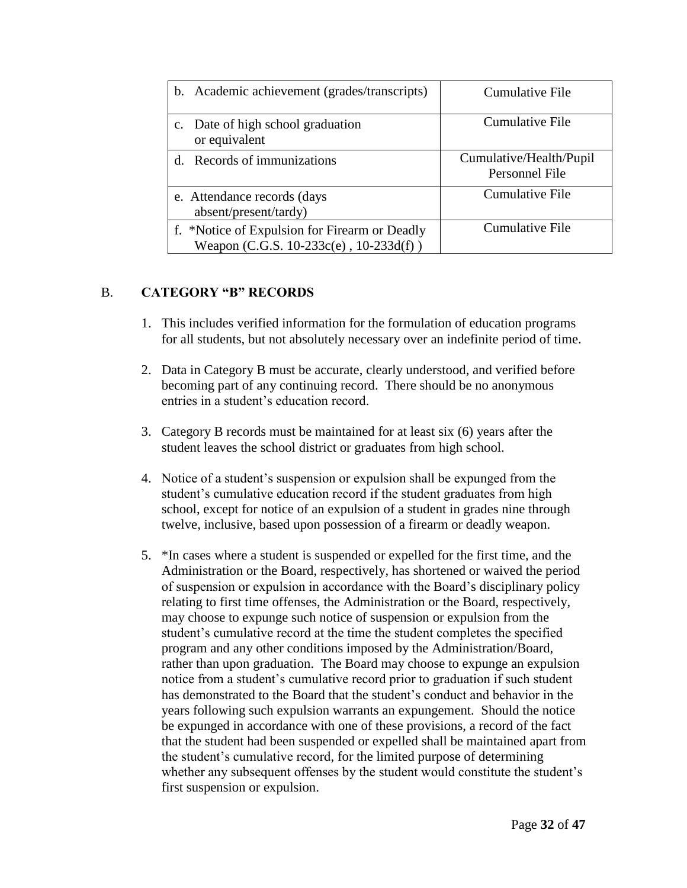| | |
|---|---|
| b. Academic achievement (grades/transcripts) | Cumulative File |
| c. Date of high school graduation or equivalent | Cumulative File |
| d. Records of immunizations | Cumulative/Health/Pupil Personnel File |
| e. Attendance records (days absent/present/tardy) | Cumulative File |
| f. *Notice of Expulsion for Firearm or Deadly Weapon (C.G.S. 10-233c(e) , 10-233d(f) ) | Cumulative File |

B. **CATEGORY "B" RECORDS**

1. This includes verified information for the formulation of education programs for all students, but not absolutely necessary over an indefinite period of time.

2. Data in Category B must be accurate, clearly understood, and verified before becoming part of any continuing record. There should be no anonymous entries in a student's education record.

3. Category B records must be maintained for at least six (6) years after the student leaves the school district or graduates from high school.

4. Notice of a student's suspension or expulsion shall be expunged from the student's cumulative education record if the student graduates from high school, except for notice of an expulsion of a student in grades nine through twelve, inclusive, based upon possession of a firearm or deadly weapon.

5. *In cases where a student is suspended or expelled for the first time, and the Administration or the Board, respectively, has shortened or waived the period of suspension or expulsion in accordance with the Board's disciplinary policy relating to first time offenses, the Administration or the Board, respectively, may choose to expunge such notice of suspension or expulsion from the student's cumulative record at the time the student completes the specified program and any other conditions imposed by the Administration/Board, rather than upon graduation. The Board may choose to expunge an expulsion notice from a student's cumulative record prior to graduation if such student has demonstrated to the Board that the student's conduct and behavior in the years following such expulsion warrants an expungement. Should the notice be expunged in accordance with one of these provisions, a record of the fact that the student had been suspended or expelled shall be maintained apart from the student's cumulative record, for the limited purpose of determining whether any subsequent offenses by the student would constitute the student's first suspension or expulsion.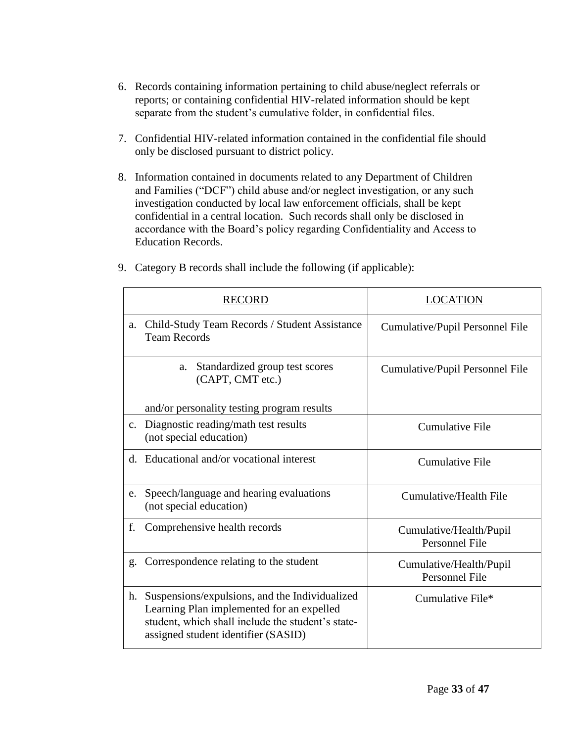6. Records containing information pertaining to child abuse/neglect referrals or reports; or containing confidential HIV-related information should be kept separate from the student's cumulative folder, in confidential files.

7. Confidential HIV-related information contained in the confidential file should only be disclosed pursuant to district policy.

8. Information contained in documents related to any Department of Children and Families ("DCF") child abuse and/or neglect investigation, or any such investigation conducted by local law enforcement officials, shall be kept confidential in a central location. Such records shall only be disclosed in accordance with the Board's policy regarding Confidentiality and Access to Education Records.

9. Category B records shall include the following (if applicable):

| RECORD | LOCATION |
|---|---|
| a. Child-Study Team Records / Student Assistance Team Records | Cumulative/Pupil Personnel File |
| a. Standardized group test scores (CAPT, CMT etc.) and/or personality testing program results | Cumulative/Pupil Personnel File |
| c. Diagnostic reading/math test results (not special education) | Cumulative File |
| d. Educational and/or vocational interest | Cumulative File |
| e. Speech/language and hearing evaluations (not special education) | Cumulative/Health File |
| f. Comprehensive health records | Cumulative/Health/Pupil Personnel File |
| g. Correspondence relating to the student | Cumulative/Health/Pupil Personnel File |
| h. Suspensions/expulsions, and the Individualized Learning Plan implemented for an expelled student, which shall include the student's state-assigned student identifier (SASID) | Cumulative File* |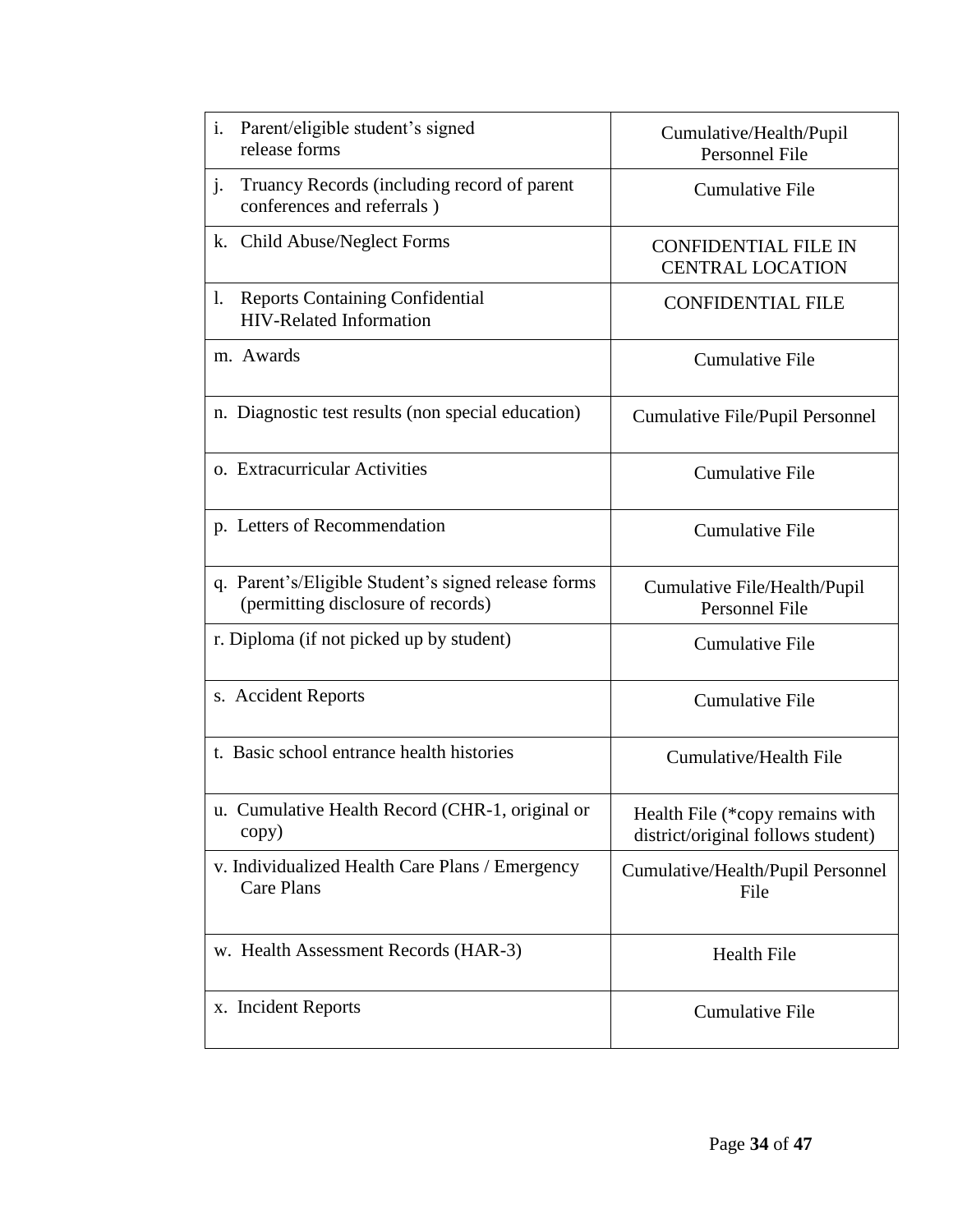| | |
|---|---|
| i. Parent/eligible student's signed release forms | Cumulative/Health/Pupil Personnel File |
| j. Truancy Records (including record of parent conferences and referrals ) | Cumulative File |
| k. Child Abuse/Neglect Forms | CONFIDENTIAL FILE IN CENTRAL LOCATION |
| l. Reports Containing Confidential HIV-Related Information | CONFIDENTIAL FILE |
| m. Awards | Cumulative File |
| n. Diagnostic test results (non special education) | Cumulative File/Pupil Personnel |
| o. Extracurricular Activities | Cumulative File |
| p. Letters of Recommendation | Cumulative File |
| q. Parent's/Eligible Student's signed release forms (permitting disclosure of records) | Cumulative File/Health/Pupil Personnel File |
| r. Diploma (if not picked up by student) | Cumulative File |
| s. Accident Reports | Cumulative File |
| t. Basic school entrance health histories | Cumulative/Health File |
| u. Cumulative Health Record (CHR-1, original or copy) | Health File (*copy remains with district/original follows student) |
| v. Individualized Health Care Plans / Emergency Care Plans | Cumulative/Health/Pupil Personnel File |
| w. Health Assessment Records (HAR-3) | Health File |
| x. Incident Reports | Cumulative File |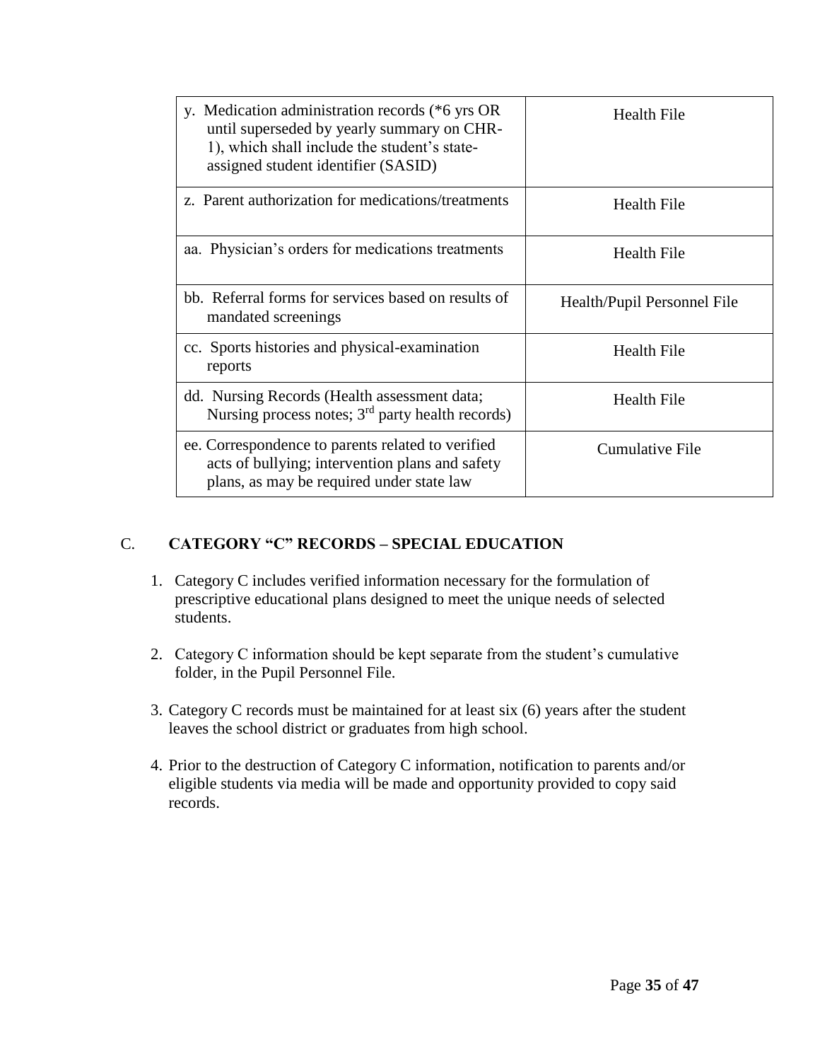| | |
|---|---|
| y. Medication administration records (*6 yrs OR until superseded by yearly summary on CHR-1), which shall include the student's state-assigned student identifier (SASID) | Health File |
| z. Parent authorization for medications/treatments | Health File |
| aa. Physician's orders for medications treatments | Health File |
| bb. Referral forms for services based on results of mandated screenings | Health/Pupil Personnel File |
| cc. Sports histories and physical-examination reports | Health File |
| dd. Nursing Records (Health assessment data; Nursing process notes; 3rd party health records) | Health File |
| ee. Correspondence to parents related to verified acts of bullying; intervention plans and safety plans, as may be required under state law | Cumulative File |

## C. CATEGORY "C" RECORDS – SPECIAL EDUCATION

1. Category C includes verified information necessary for the formulation of prescriptive educational plans designed to meet the unique needs of selected students.

2. Category C information should be kept separate from the student's cumulative folder, in the Pupil Personnel File.

3. Category C records must be maintained for at least six (6) years after the student leaves the school district or graduates from high school.

4. Prior to the destruction of Category C information, notification to parents and/or eligible students via media will be made and opportunity provided to copy said records.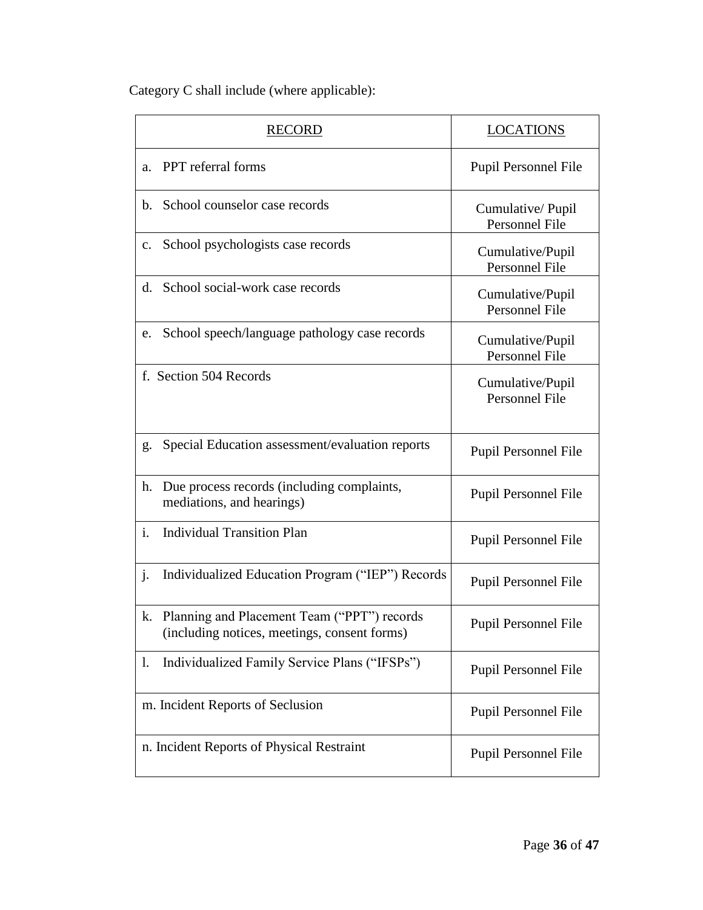Category C shall include (where applicable):

| RECORD | LOCATIONS |
|---|---|
| a. PPT referral forms | Pupil Personnel File |
| b. School counselor case records | Cumulative/ Pupil Personnel File |
| c. School psychologists case records | Cumulative/Pupil Personnel File |
| d. School social-work case records | Cumulative/Pupil Personnel File |
| e. School speech/language pathology case records | Cumulative/Pupil Personnel File |
| f. Section 504 Records | Cumulative/Pupil Personnel File |
| g. Special Education assessment/evaluation reports | Pupil Personnel File |
| h. Due process records (including complaints, mediations, and hearings) | Pupil Personnel File |
| i. Individual Transition Plan | Pupil Personnel File |
| j. Individualized Education Program ("IEP") Records | Pupil Personnel File |
| k. Planning and Placement Team ("PPT") records (including notices, meetings, consent forms) | Pupil Personnel File |
| l. Individualized Family Service Plans ("IFSPs") | Pupil Personnel File |
| m. Incident Reports of Seclusion | Pupil Personnel File |
| n. Incident Reports of Physical Restraint | Pupil Personnel File |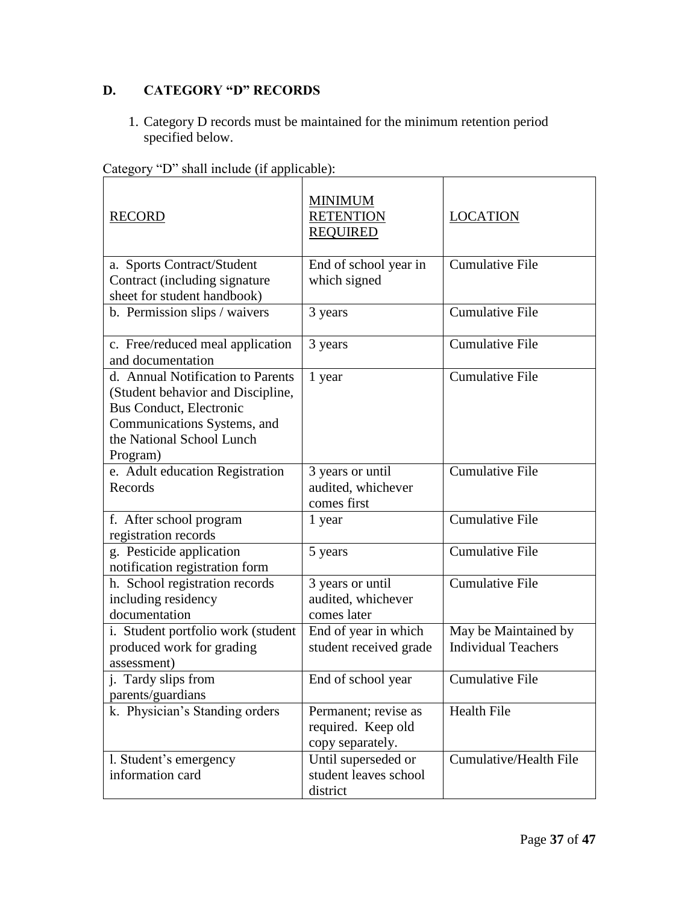## D. CATEGORY "D" RECORDS

1. Category D records must be maintained for the minimum retention period specified below.

Category "D" shall include (if applicable):

| RECORD | MINIMUM RETENTION REQUIRED | LOCATION |
|---|---|---|
| a. Sports Contract/Student Contract (including signature sheet for student handbook) | End of school year in which signed | Cumulative File |
| b. Permission slips / waivers | 3 years | Cumulative File |
| c. Free/reduced meal application and documentation | 3 years | Cumulative File |
| d. Annual Notification to Parents (Student behavior and Discipline, Bus Conduct, Electronic Communications Systems, and the National School Lunch Program) | 1 year | Cumulative File |
| e. Adult education Registration Records | 3 years or until audited, whichever comes first | Cumulative File |
| f. After school program registration records | 1 year | Cumulative File |
| g. Pesticide application notification registration form | 5 years | Cumulative File |
| h. School registration records including residency documentation | 3 years or until audited, whichever comes later | Cumulative File |
| i. Student portfolio work (student produced work for grading assessment) | End of year in which student received grade | May be Maintained by Individual Teachers |
| j. Tardy slips from parents/guardians | End of school year | Cumulative File |
| k. Physician's Standing orders | Permanent; revise as required. Keep old copy separately. | Health File |
| l. Student's emergency information card | Until superseded or student leaves school district | Cumulative/Health File |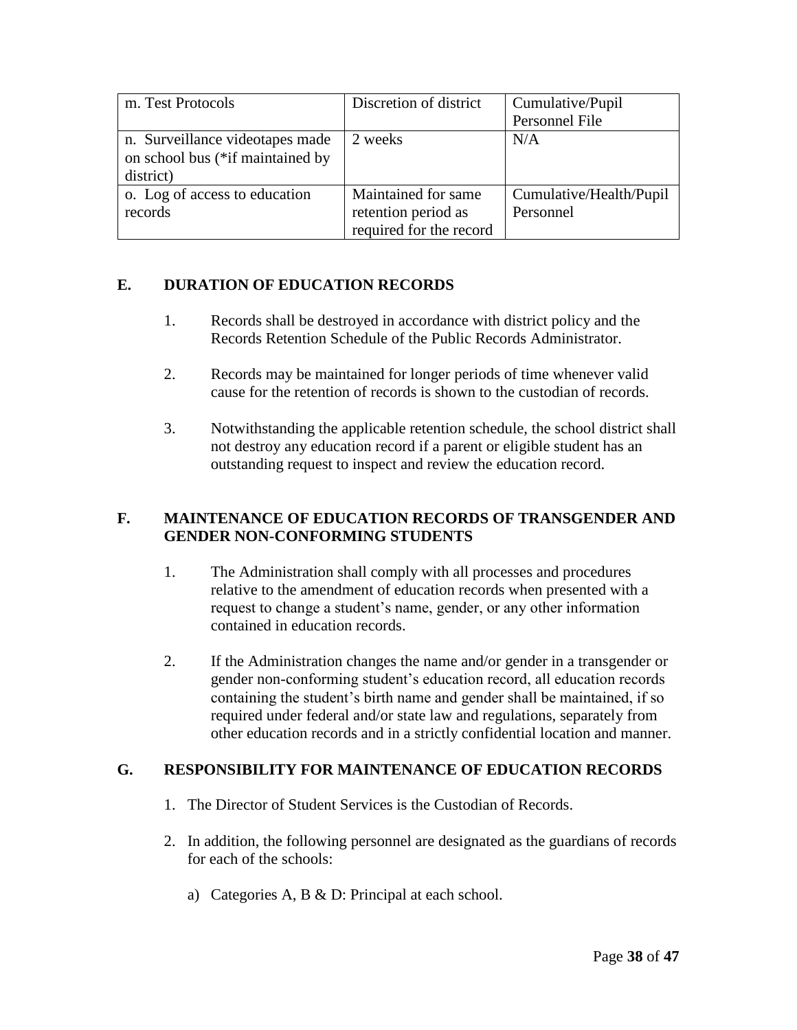| m. Test Protocols | Discretion of district | Cumulative/Pupil Personnel File |
|---|---|---|
| n. Surveillance videotapes made on school bus (*if maintained by district) | 2 weeks | N/A |
| o. Log of access to education records | Maintained for same retention period as required for the record | Cumulative/Health/Pupil Personnel |

## E. DURATION OF EDUCATION RECORDS

1. Records shall be destroyed in accordance with district policy and the Records Retention Schedule of the Public Records Administrator.

2. Records may be maintained for longer periods of time whenever valid cause for the retention of records is shown to the custodian of records.

3. Notwithstanding the applicable retention schedule, the school district shall not destroy any education record if a parent or eligible student has an outstanding request to inspect and review the education record.

## F. MAINTENANCE OF EDUCATION RECORDS OF TRANSGENDER AND GENDER NON-CONFORMING STUDENTS

1. The Administration shall comply with all processes and procedures relative to the amendment of education records when presented with a request to change a student's name, gender, or any other information contained in education records.

2. If the Administration changes the name and/or gender in a transgender or gender non-conforming student's education record, all education records containing the student's birth name and gender shall be maintained, if so required under federal and/or state law and regulations, separately from other education records and in a strictly confidential location and manner.

## G. RESPONSIBILITY FOR MAINTENANCE OF EDUCATION RECORDS

1. The Director of Student Services is the Custodian of Records.

2. In addition, the following personnel are designated as the guardians of records for each of the schools:

   a) Categories A, B & D: Principal at each school.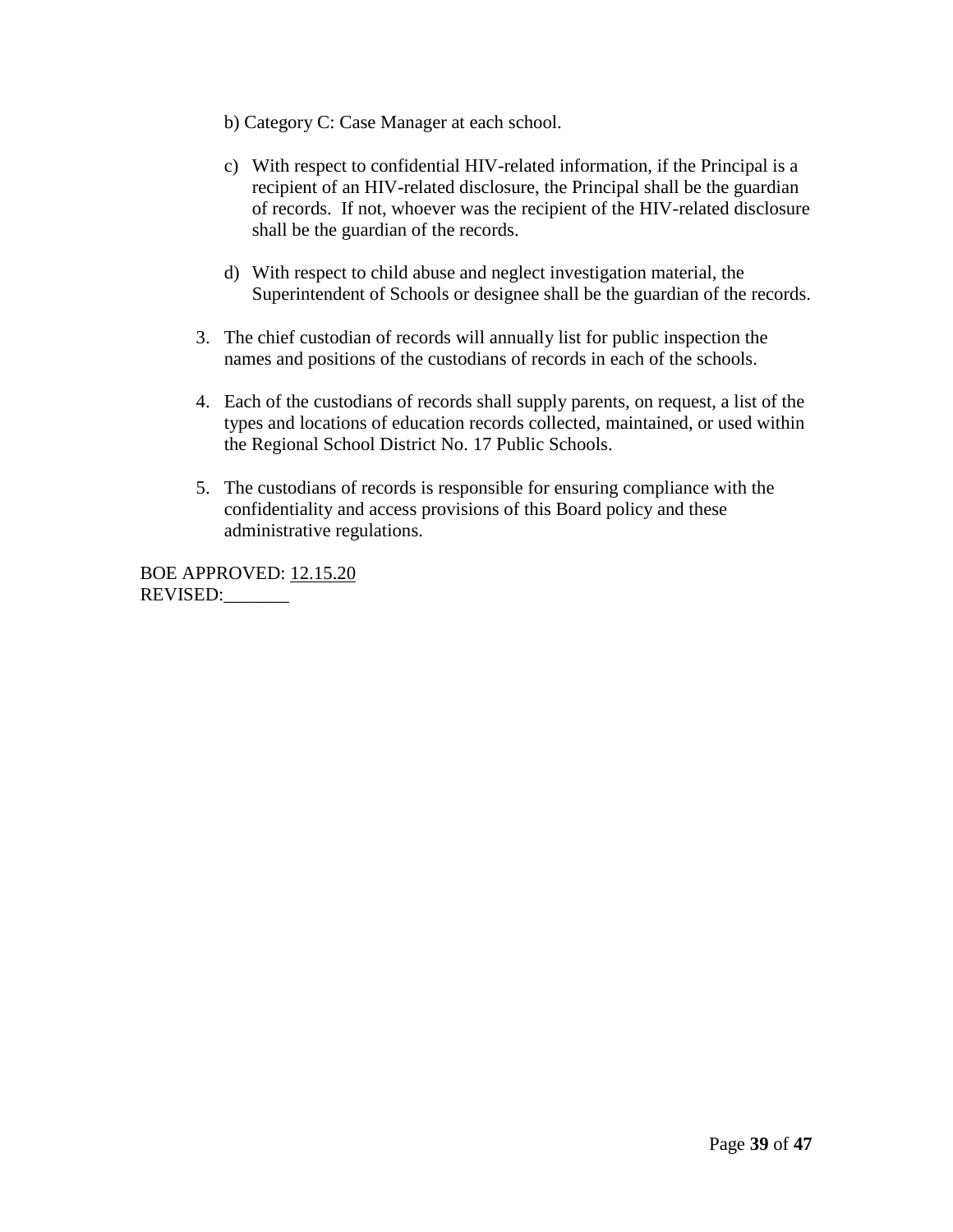b) Category C: Case Manager at each school.

c) With respect to confidential HIV-related information, if the Principal is a recipient of an HIV-related disclosure, the Principal shall be the guardian of records. If not, whoever was the recipient of the HIV-related disclosure shall be the guardian of the records.

d) With respect to child abuse and neglect investigation material, the Superintendent of Schools or designee shall be the guardian of the records.

3. The chief custodian of records will annually list for public inspection the names and positions of the custodians of records in each of the schools.

4. Each of the custodians of records shall supply parents, on request, a list of the types and locations of education records collected, maintained, or used within the Regional School District No. 17 Public Schools.

5. The custodians of records is responsible for ensuring compliance with the confidentiality and access provisions of this Board policy and these administrative regulations.

BOE APPROVED: 12.15.20
REVISED:_______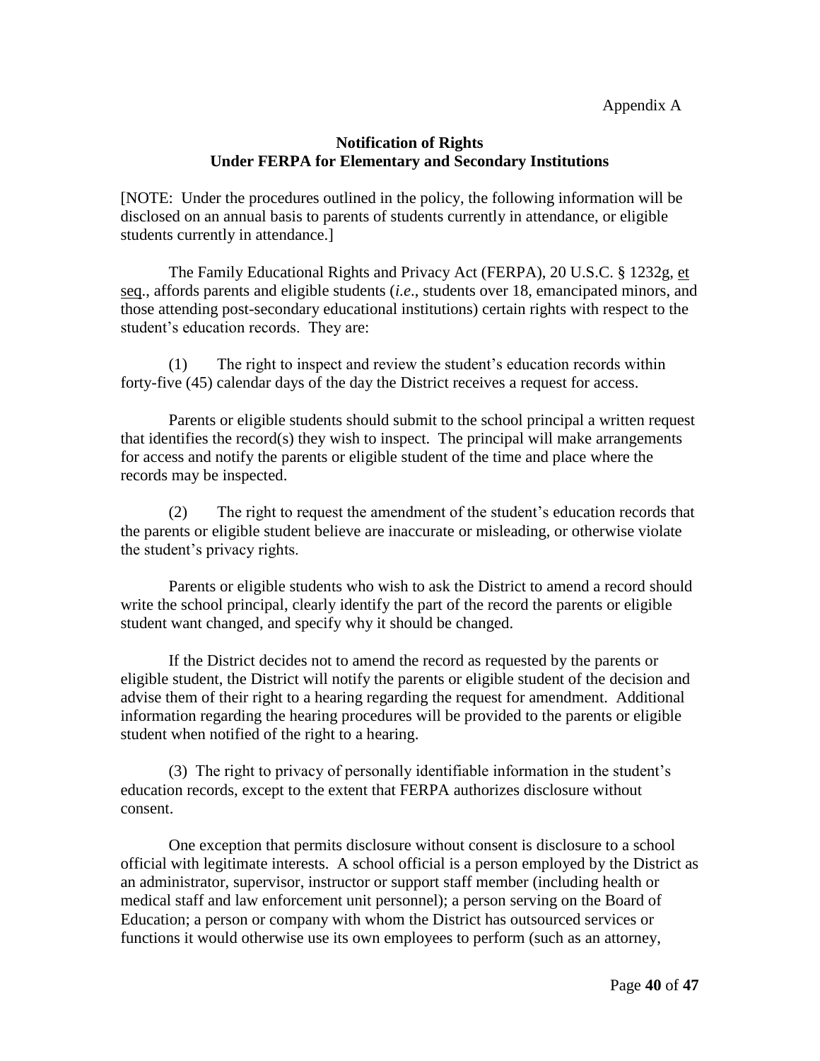Appendix A

**Notification of Rights**
**Under FERPA for Elementary and Secondary Institutions**

[NOTE: Under the procedures outlined in the policy, the following information will be disclosed on an annual basis to parents of students currently in attendance, or eligible students currently in attendance.]

The Family Educational Rights and Privacy Act (FERPA), 20 U.S.C. § 1232g, et seq., affords parents and eligible students (*i.e*., students over 18, emancipated minors, and those attending post-secondary educational institutions) certain rights with respect to the student's education records. They are:

(1) The right to inspect and review the student's education records within forty-five (45) calendar days of the day the District receives a request for access.

Parents or eligible students should submit to the school principal a written request that identifies the record(s) they wish to inspect. The principal will make arrangements for access and notify the parents or eligible student of the time and place where the records may be inspected.

(2) The right to request the amendment of the student's education records that the parents or eligible student believe are inaccurate or misleading, or otherwise violate the student's privacy rights.

Parents or eligible students who wish to ask the District to amend a record should write the school principal, clearly identify the part of the record the parents or eligible student want changed, and specify why it should be changed.

If the District decides not to amend the record as requested by the parents or eligible student, the District will notify the parents or eligible student of the decision and advise them of their right to a hearing regarding the request for amendment. Additional information regarding the hearing procedures will be provided to the parents or eligible student when notified of the right to a hearing.

(3) The right to privacy of personally identifiable information in the student's education records, except to the extent that FERPA authorizes disclosure without consent.

One exception that permits disclosure without consent is disclosure to a school official with legitimate interests. A school official is a person employed by the District as an administrator, supervisor, instructor or support staff member (including health or medical staff and law enforcement unit personnel); a person serving on the Board of Education; a person or company with whom the District has outsourced services or functions it would otherwise use its own employees to perform (such as an attorney,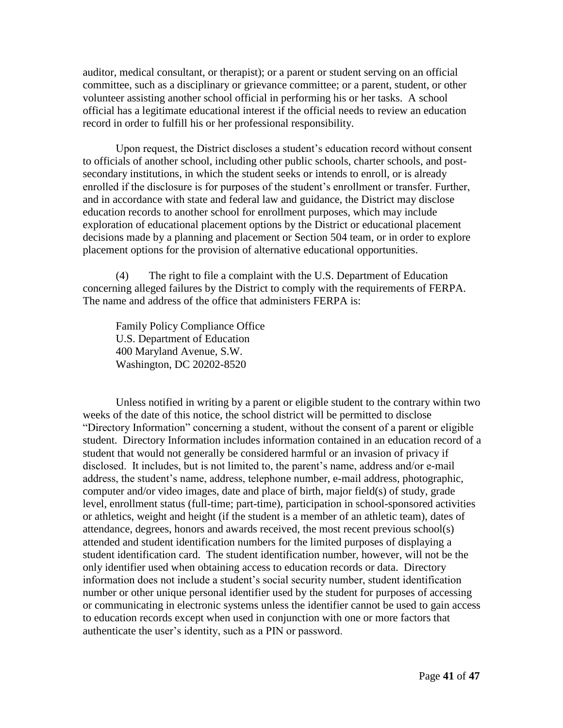auditor, medical consultant, or therapist); or a parent or student serving on an official committee, such as a disciplinary or grievance committee; or a parent, student, or other volunteer assisting another school official in performing his or her tasks. A school official has a legitimate educational interest if the official needs to review an education record in order to fulfill his or her professional responsibility.

Upon request, the District discloses a student's education record without consent to officials of another school, including other public schools, charter schools, and post-secondary institutions, in which the student seeks or intends to enroll, or is already enrolled if the disclosure is for purposes of the student's enrollment or transfer. Further, and in accordance with state and federal law and guidance, the District may disclose education records to another school for enrollment purposes, which may include exploration of educational placement options by the District or educational placement decisions made by a planning and placement or Section 504 team, or in order to explore placement options for the provision of alternative educational opportunities.

(4) The right to file a complaint with the U.S. Department of Education concerning alleged failures by the District to comply with the requirements of FERPA. The name and address of the office that administers FERPA is:

Family Policy Compliance Office
U.S. Department of Education
400 Maryland Avenue, S.W.
Washington, DC 20202-8520

Unless notified in writing by a parent or eligible student to the contrary within two weeks of the date of this notice, the school district will be permitted to disclose "Directory Information" concerning a student, without the consent of a parent or eligible student. Directory Information includes information contained in an education record of a student that would not generally be considered harmful or an invasion of privacy if disclosed. It includes, but is not limited to, the parent's name, address and/or e-mail address, the student's name, address, telephone number, e-mail address, photographic, computer and/or video images, date and place of birth, major field(s) of study, grade level, enrollment status (full-time; part-time), participation in school-sponsored activities or athletics, weight and height (if the student is a member of an athletic team), dates of attendance, degrees, honors and awards received, the most recent previous school(s) attended and student identification numbers for the limited purposes of displaying a student identification card. The student identification number, however, will not be the only identifier used when obtaining access to education records or data. Directory information does not include a student's social security number, student identification number or other unique personal identifier used by the student for purposes of accessing or communicating in electronic systems unless the identifier cannot be used to gain access to education records except when used in conjunction with one or more factors that authenticate the user's identity, such as a PIN or password.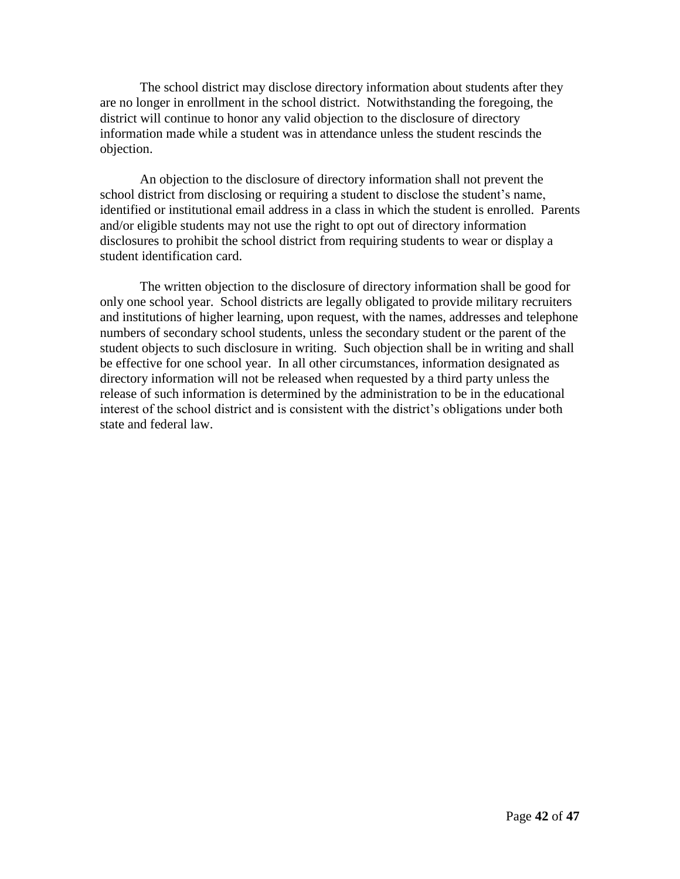The school district may disclose directory information about students after they are no longer in enrollment in the school district. Notwithstanding the foregoing, the district will continue to honor any valid objection to the disclosure of directory information made while a student was in attendance unless the student rescinds the objection.

An objection to the disclosure of directory information shall not prevent the school district from disclosing or requiring a student to disclose the student's name, identified or institutional email address in a class in which the student is enrolled. Parents and/or eligible students may not use the right to opt out of directory information disclosures to prohibit the school district from requiring students to wear or display a student identification card.

The written objection to the disclosure of directory information shall be good for only one school year. School districts are legally obligated to provide military recruiters and institutions of higher learning, upon request, with the names, addresses and telephone numbers of secondary school students, unless the secondary student or the parent of the student objects to such disclosure in writing. Such objection shall be in writing and shall be effective for one school year. In all other circumstances, information designated as directory information will not be released when requested by a third party unless the release of such information is determined by the administration to be in the educational interest of the school district and is consistent with the district's obligations under both state and federal law.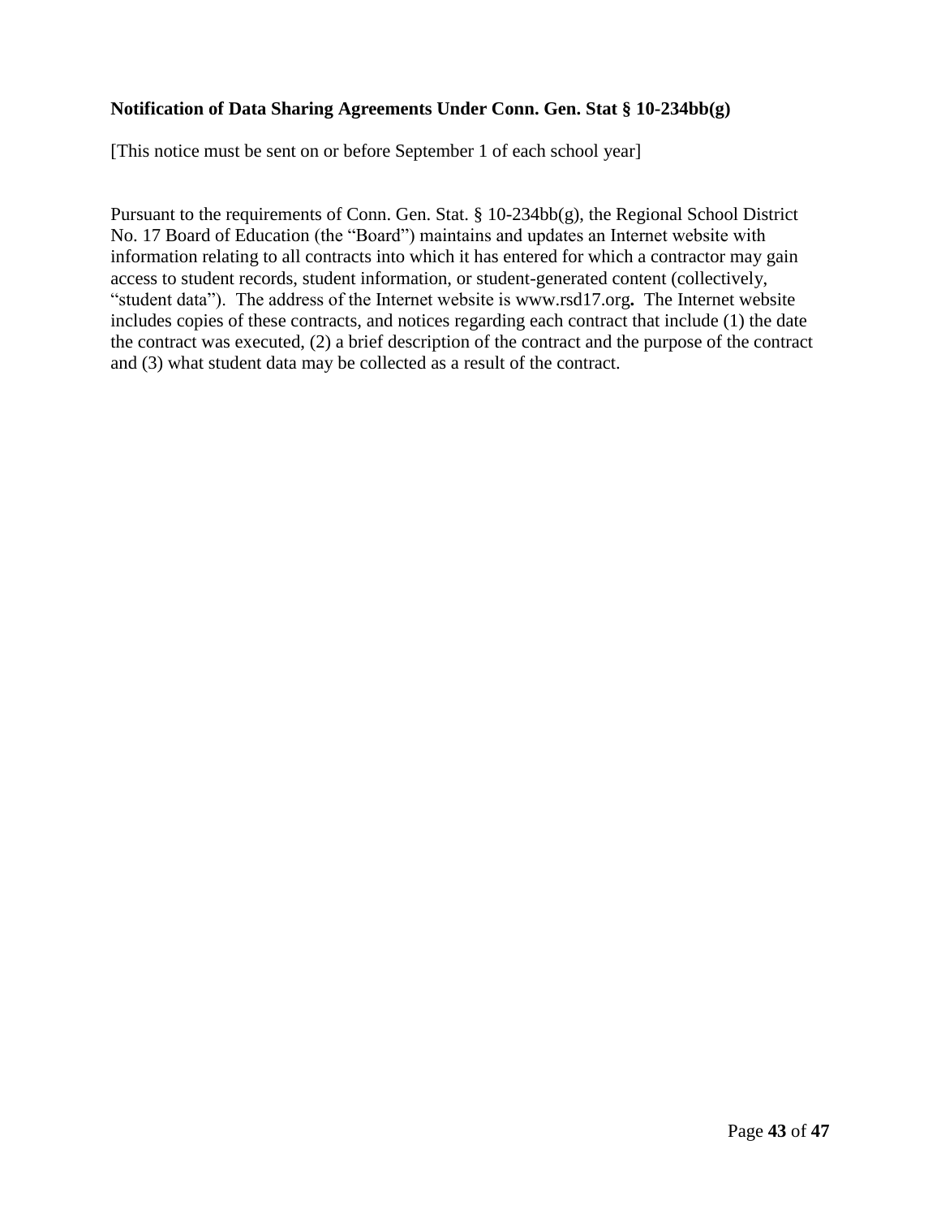**Notification of Data Sharing Agreements Under Conn. Gen. Stat § 10-234bb(g)**

[This notice must be sent on or before September 1 of each school year]

Pursuant to the requirements of Conn. Gen. Stat. § 10-234bb(g), the Regional School District No. 17 Board of Education (the "Board") maintains and updates an Internet website with information relating to all contracts into which it has entered for which a contractor may gain access to student records, student information, or student-generated content (collectively, "student data"). The address of the Internet website is www.rsd17.org**.** The Internet website includes copies of these contracts, and notices regarding each contract that include (1) the date the contract was executed, (2) a brief description of the contract and the purpose of the contract and (3) what student data may be collected as a result of the contract.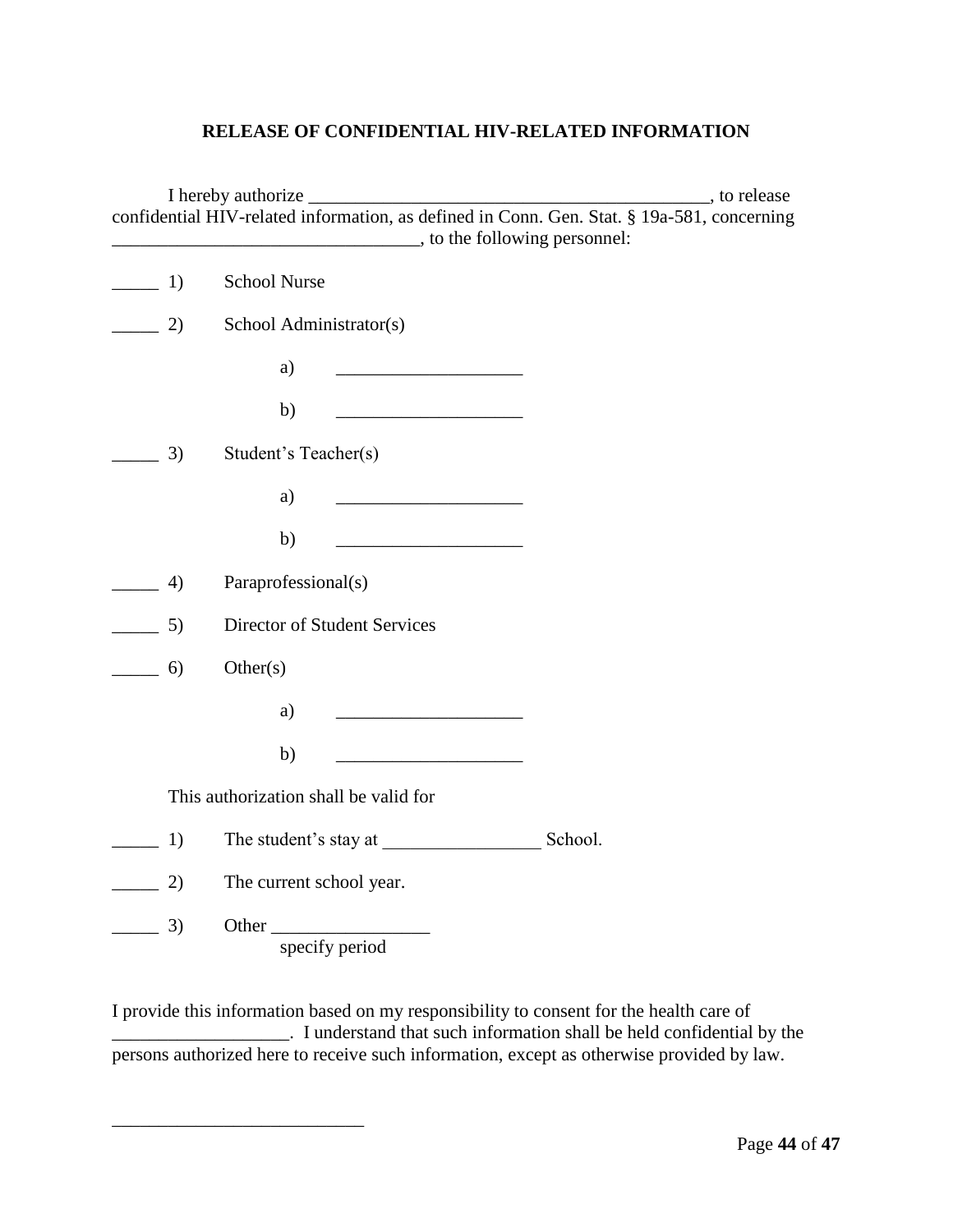**RELEASE OF CONFIDENTIAL HIV-RELATED INFORMATION**

I hereby authorize ___________________________________________, to release confidential HIV-related information, as defined in Conn. Gen. Stat. § 19a-581, concerning _________________________________, to the following personnel:

_____ 1) School Nurse

_____ 2) School Administrator(s)

a) ____________________

b) ____________________

_____ 3) Student's Teacher(s)

a) ____________________

b) ____________________

_____ 4) Paraprofessional(s)

_____ 5) Director of Student Services

_____ 6) Other(s)

a) ____________________

b) ____________________

This authorization shall be valid for

_____ 1) The student's stay at _________________ School.

_____ 2) The current school year.

_____ 3) Other _________________
specify period

I provide this information based on my responsibility to consent for the health care of ___________________. I understand that such information shall be held confidential by the persons authorized here to receive such information, except as otherwise provided by law.

___________________________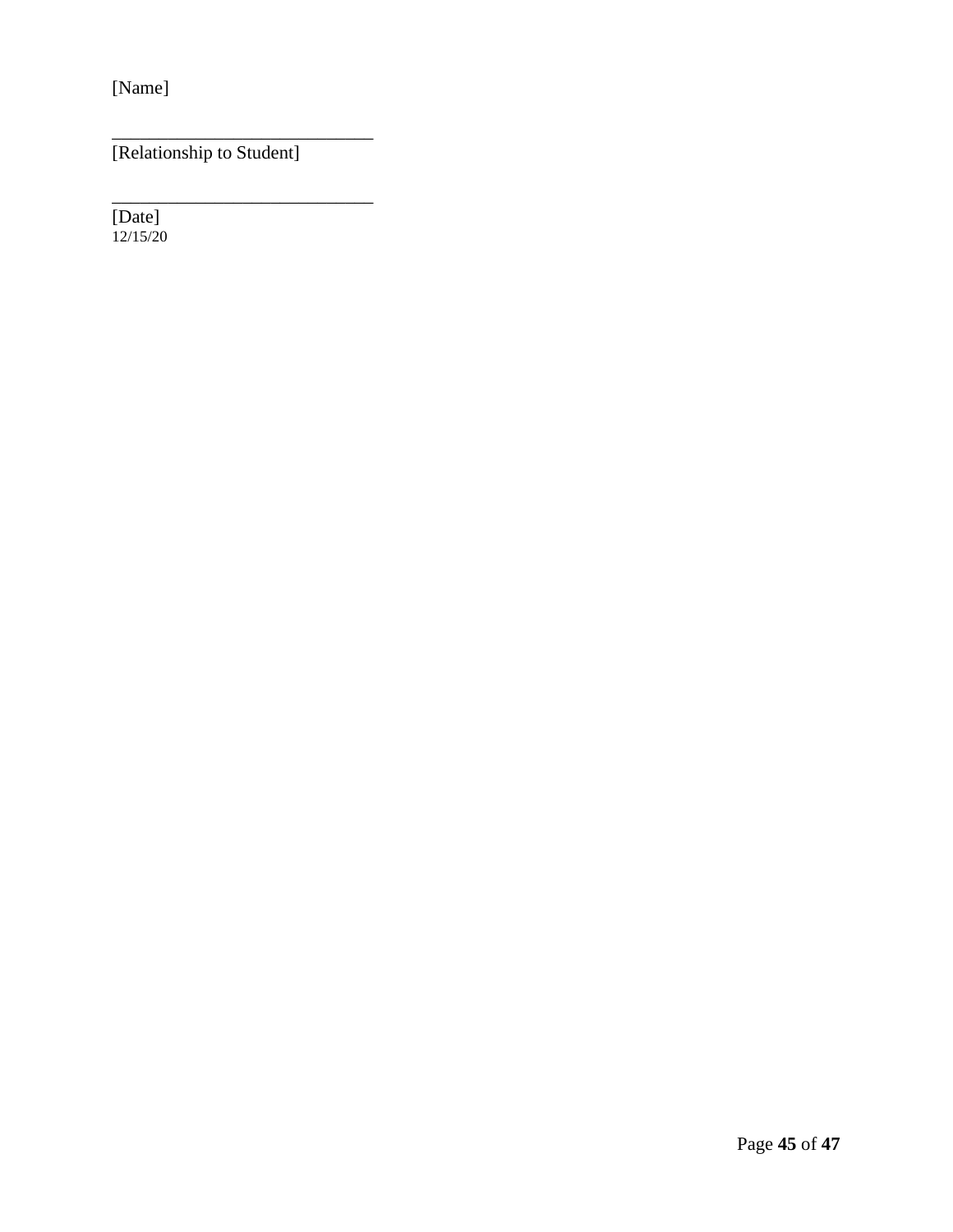[Name]

_____________________________
[Relationship to Student]

_____________________________
[Date]
12/15/20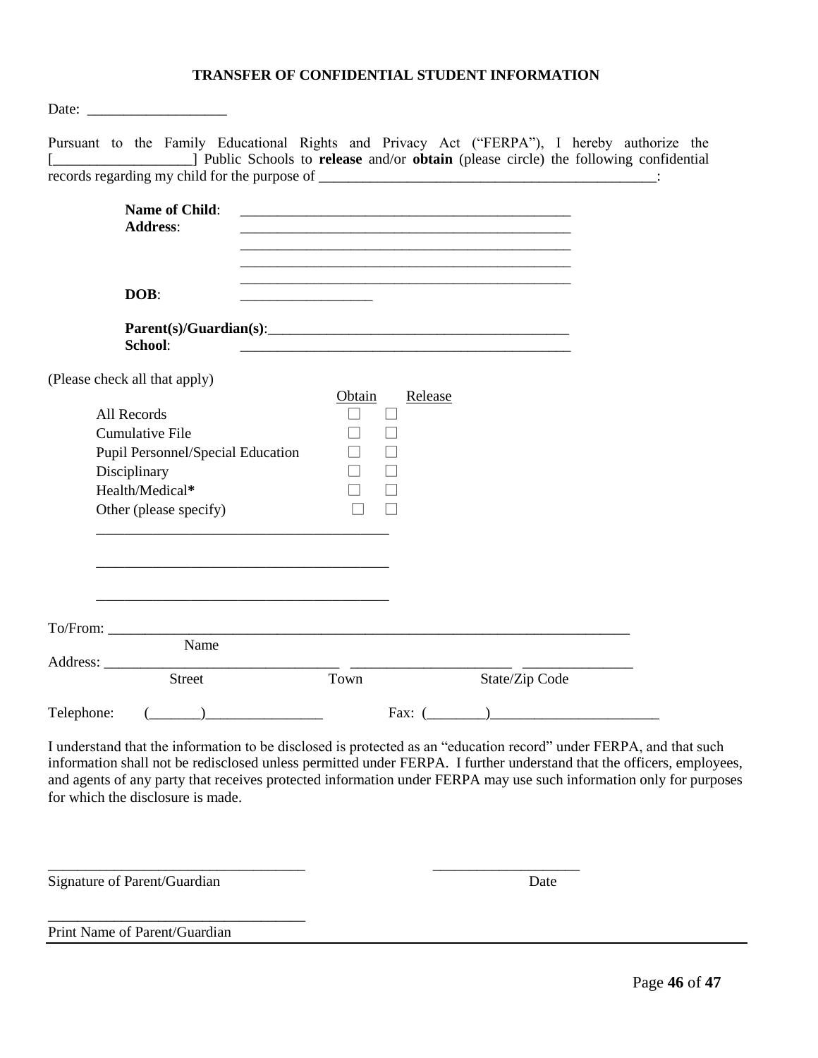# TRANSFER OF CONFIDENTIAL STUDENT INFORMATION

Date: ___________________

Pursuant to the Family Educational Rights and Privacy Act ("FERPA"), I hereby authorize the [___________________] Public Schools to **release** and/or **obtain** (please circle) the following confidential records regarding my child for the purpose of _______________________________________________:

**Name of Child**: _______________________________________________

**Address**: _______________________________________________

_______________________________________________

_______________________________________________

_______________________________________________

**DOB**: ___________________

**Parent(s)/Guardian(s)**: ___________________________________________

**School**: _______________________________________________

(Please check all that apply)

| | Obtain | Release |
|---|---|---|
| All Records | ☐ | ☐ |
| Cumulative File | ☐ | ☐ |
| Pupil Personnel/Special Education | ☐ | ☐ |
| Disciplinary | ☐ | ☐ |
| Health/Medical* | ☐ | ☐ |
| Other (please specify) | ☐ | ☐ |

________________________________________

________________________________________

________________________________________

To/From: ___________________________________________________________________________
Name

Address: _________________________________ ______________________ _______________
Street Town State/Zip Code

Telephone: (_______)________________ Fax: (________)_______________________

I understand that the information to be disclosed is protected as an "education record" under FERPA, and that such information shall not be redisclosed unless permitted under FERPA. I further understand that the officers, employees, and agents of any party that receives protected information under FERPA may use such information only for purposes for which the disclosure is made.

___________________________________ ____________________
Signature of Parent/Guardian Date

___________________________________
Print Name of Parent/Guardian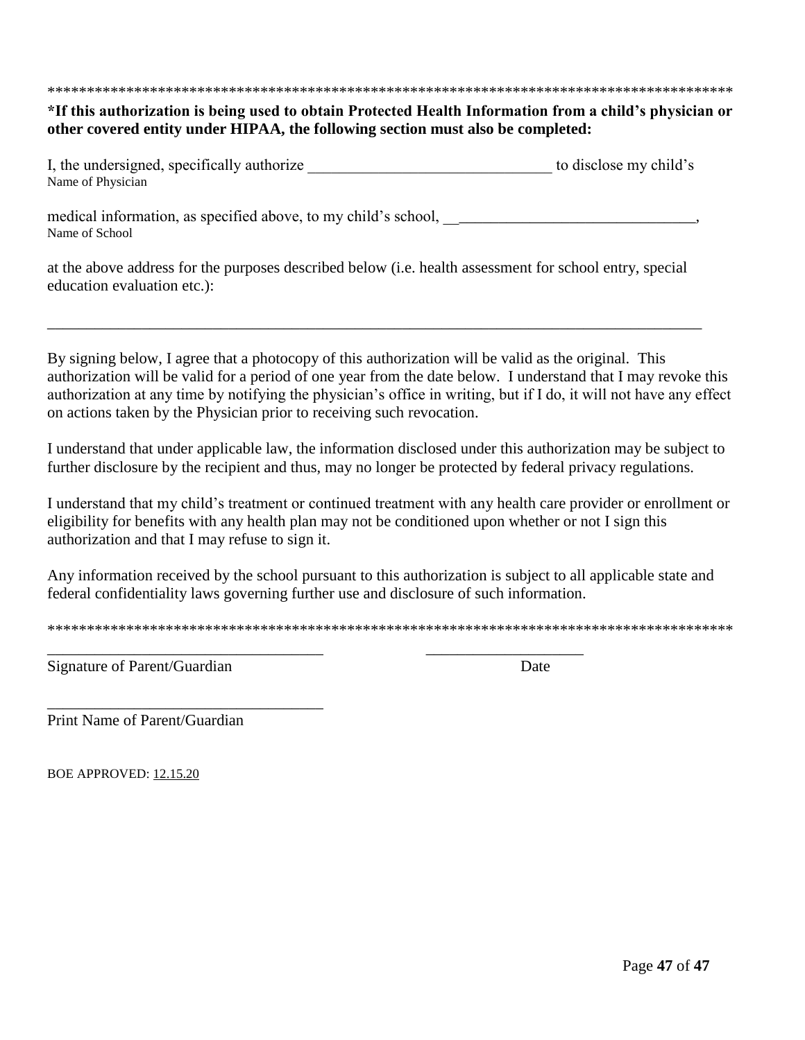*******************************************************************************************

**\*If this authorization is being used to obtain Protected Health Information from a child's physician or other covered entity under HIPAA, the following section must also be completed:**

I, the undersigned, specifically authorize _______________________________ to disclose my child's
Name of Physician

medical information, as specified above, to my child's school, _________________________________,
Name of School

at the above address for the purposes described below (i.e. health assessment for school entry, special education evaluation etc.):

_____________________________________________________________________________________

By signing below, I agree that a photocopy of this authorization will be valid as the original. This authorization will be valid for a period of one year from the date below. I understand that I may revoke this authorization at any time by notifying the physician's office in writing, but if I do, it will not have any effect on actions taken by the Physician prior to receiving such revocation.

I understand that under applicable law, the information disclosed under this authorization may be subject to further disclosure by the recipient and thus, may no longer be protected by federal privacy regulations.

I understand that my child's treatment or continued treatment with any health care provider or enrollment or eligibility for benefits with any health plan may not be conditioned upon whether or not I sign this authorization and that I may refuse to sign it.

Any information received by the school pursuant to this authorization is subject to all applicable state and federal confidentiality laws governing further use and disclosure of such information.

*******************************************************************************************

___________________________________ ____________________
Signature of Parent/Guardian Date

___________________________________
Print Name of Parent/Guardian

BOE APPROVED: 12.15.20